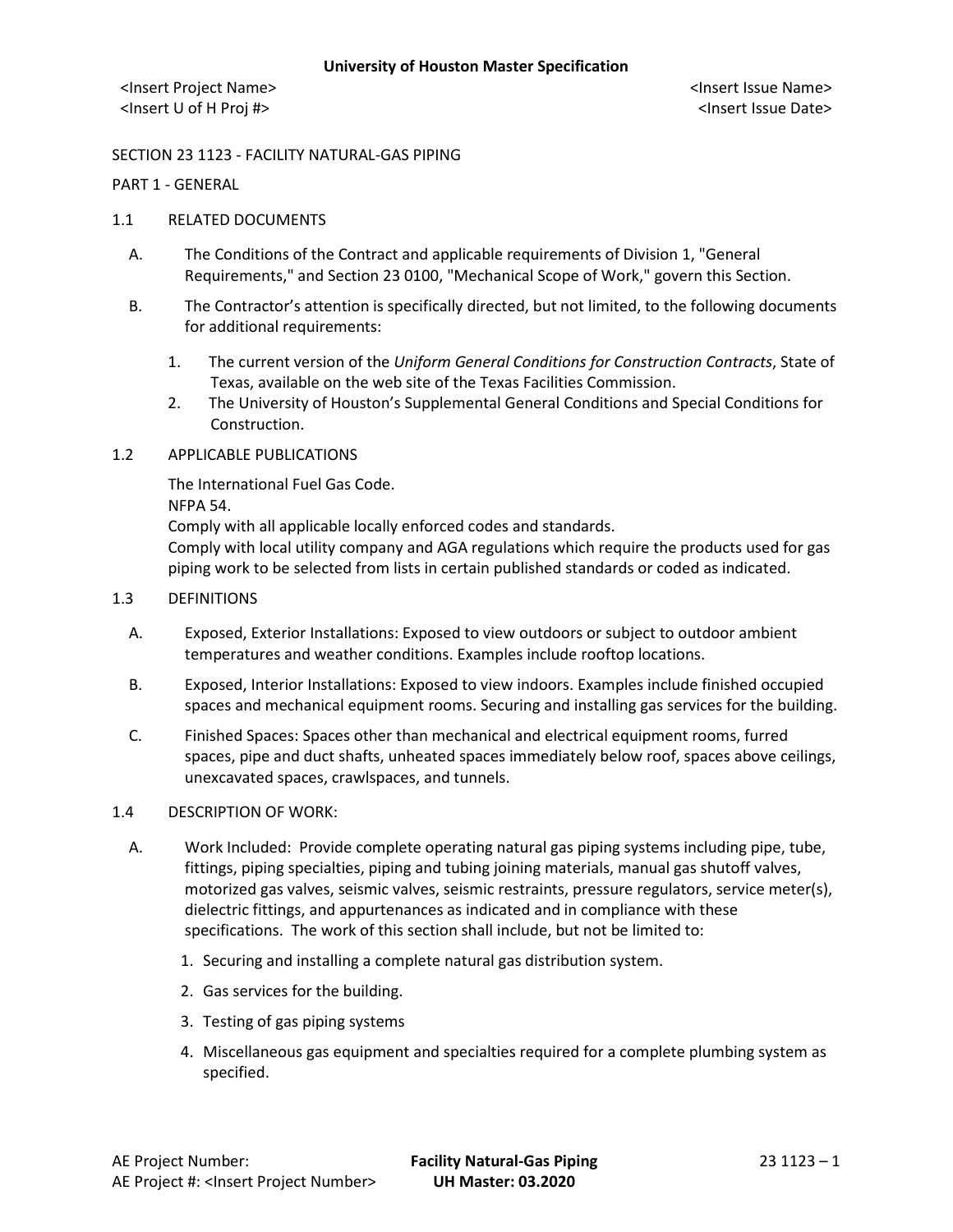SECTION 23 1123 - FACILITY NATURAL-GAS PIPING

PART 1 - GENERAL

1.1 RELATED DOCUMENTS

A. The Conditions of the Contract and applicable requirements of Division 1, "General Requirements," and Section 23 0100, "Mechanical Scope of Work," govern this Section.

B. The Contractor's attention is specifically directed, but not limited, to the following documents for additional requirements:

1. The current version of the *Uniform General Conditions for Construction Contracts*, State of Texas, available on the web site of the Texas Facilities Commission.
2. The University of Houston's Supplemental General Conditions and Special Conditions for Construction.

1.2 APPLICABLE PUBLICATIONS

The International Fuel Gas Code.
NFPA 54.
Comply with all applicable locally enforced codes and standards.
Comply with local utility company and AGA regulations which require the products used for gas piping work to be selected from lists in certain published standards or coded as indicated.

1.3 DEFINITIONS

A. Exposed, Exterior Installations: Exposed to view outdoors or subject to outdoor ambient temperatures and weather conditions. Examples include rooftop locations.

B. Exposed, Interior Installations: Exposed to view indoors. Examples include finished occupied spaces and mechanical equipment rooms. Securing and installing gas services for the building.

C. Finished Spaces: Spaces other than mechanical and electrical equipment rooms, furred spaces, pipe and duct shafts, unheated spaces immediately below roof, spaces above ceilings, unexcavated spaces, crawlspaces, and tunnels.

1.4 DESCRIPTION OF WORK:

A. Work Included: Provide complete operating natural gas piping systems including pipe, tube, fittings, piping specialties, piping and tubing joining materials, manual gas shutoff valves, motorized gas valves, seismic valves, seismic restraints, pressure regulators, service meter(s), dielectric fittings, and appurtenances as indicated and in compliance with these specifications. The work of this section shall include, but not be limited to:

1. Securing and installing a complete natural gas distribution system.
2. Gas services for the building.
3. Testing of gas piping systems
4. Miscellaneous gas equipment and specialties required for a complete plumbing system as specified.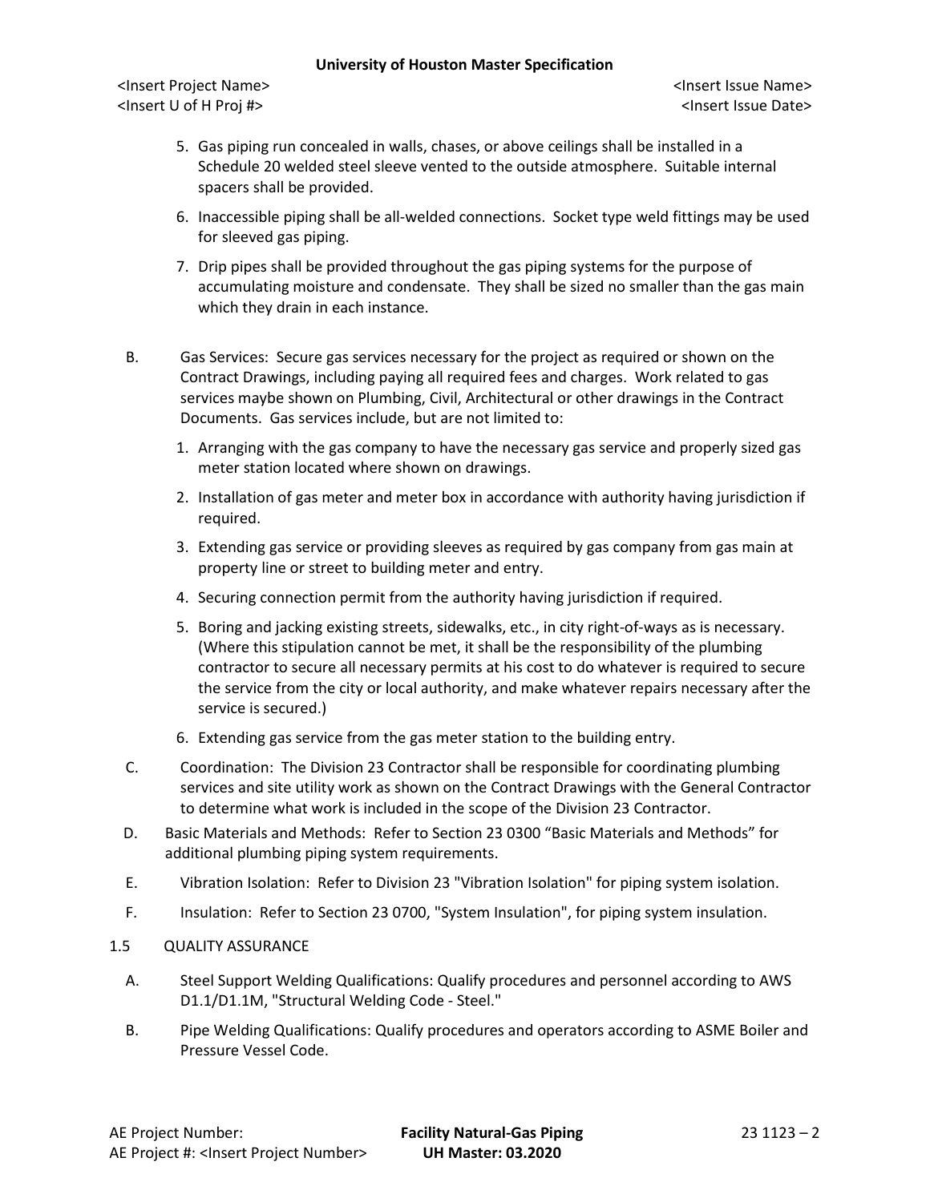5. Gas piping run concealed in walls, chases, or above ceilings shall be installed in a Schedule 20 welded steel sleeve vented to the outside atmosphere. Suitable internal spacers shall be provided.

6. Inaccessible piping shall be all-welded connections. Socket type weld fittings may be used for sleeved gas piping.

7. Drip pipes shall be provided throughout the gas piping systems for the purpose of accumulating moisture and condensate. They shall be sized no smaller than the gas main which they drain in each instance.

B. Gas Services: Secure gas services necessary for the project as required or shown on the Contract Drawings, including paying all required fees and charges. Work related to gas services maybe shown on Plumbing, Civil, Architectural or other drawings in the Contract Documents. Gas services include, but are not limited to:

1. Arranging with the gas company to have the necessary gas service and properly sized gas meter station located where shown on drawings.

2. Installation of gas meter and meter box in accordance with authority having jurisdiction if required.

3. Extending gas service or providing sleeves as required by gas company from gas main at property line or street to building meter and entry.

4. Securing connection permit from the authority having jurisdiction if required.

5. Boring and jacking existing streets, sidewalks, etc., in city right-of-ways as is necessary. (Where this stipulation cannot be met, it shall be the responsibility of the plumbing contractor to secure all necessary permits at his cost to do whatever is required to secure the service from the city or local authority, and make whatever repairs necessary after the service is secured.)

6. Extending gas service from the gas meter station to the building entry.

C. Coordination: The Division 23 Contractor shall be responsible for coordinating plumbing services and site utility work as shown on the Contract Drawings with the General Contractor to determine what work is included in the scope of the Division 23 Contractor.

D. Basic Materials and Methods: Refer to Section 23 0300 "Basic Materials and Methods" for additional plumbing piping system requirements.

E. Vibration Isolation: Refer to Division 23 "Vibration Isolation" for piping system isolation.

F. Insulation: Refer to Section 23 0700, "System Insulation", for piping system insulation.

## 1.5 QUALITY ASSURANCE

A. Steel Support Welding Qualifications: Qualify procedures and personnel according to AWS D1.1/D1.1M, "Structural Welding Code - Steel."

B. Pipe Welding Qualifications: Qualify procedures and operators according to ASME Boiler and Pressure Vessel Code.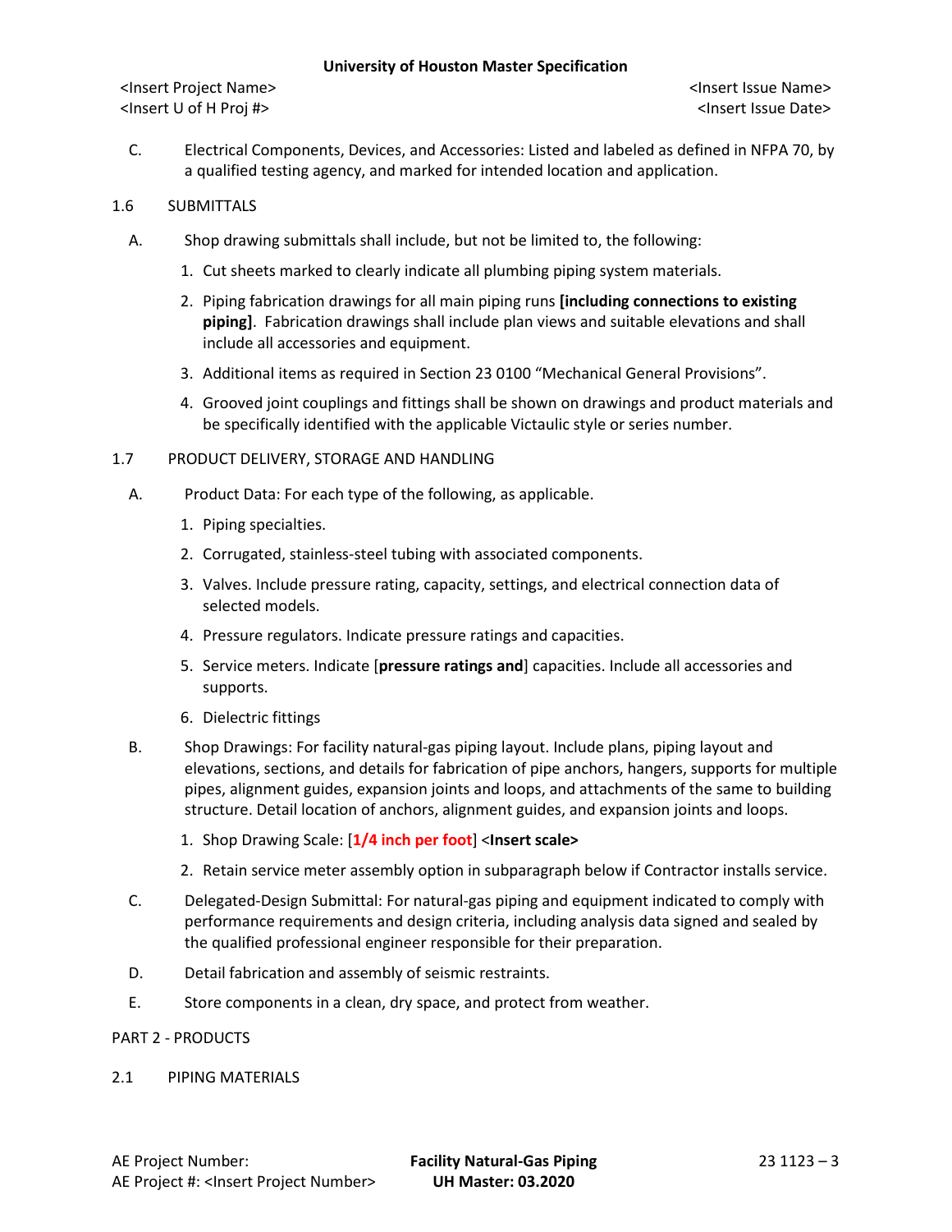C. Electrical Components, Devices, and Accessories: Listed and labeled as defined in NFPA 70, by a qualified testing agency, and marked for intended location and application.

1.6 SUBMITTALS

A. Shop drawing submittals shall include, but not be limited to, the following:

1. Cut sheets marked to clearly indicate all plumbing piping system materials.
2. Piping fabrication drawings for all main piping runs **[including connections to existing piping]**. Fabrication drawings shall include plan views and suitable elevations and shall include all accessories and equipment.
3. Additional items as required in Section 23 0100 "Mechanical General Provisions".
4. Grooved joint couplings and fittings shall be shown on drawings and product materials and be specifically identified with the applicable Victaulic style or series number.

1.7 PRODUCT DELIVERY, STORAGE AND HANDLING

A. Product Data: For each type of the following, as applicable.

1. Piping specialties.
2. Corrugated, stainless-steel tubing with associated components.
3. Valves. Include pressure rating, capacity, settings, and electrical connection data of selected models.
4. Pressure regulators. Indicate pressure ratings and capacities.
5. Service meters. Indicate [**pressure ratings and**] capacities. Include all accessories and supports.
6. Dielectric fittings

B. Shop Drawings: For facility natural-gas piping layout. Include plans, piping layout and elevations, sections, and details for fabrication of pipe anchors, hangers, supports for multiple pipes, alignment guides, expansion joints and loops, and attachments of the same to building structure. Detail location of anchors, alignment guides, and expansion joints and loops.

1. Shop Drawing Scale: [**1/4 inch per foot**] <**Insert scale>**
2. Retain service meter assembly option in subparagraph below if Contractor installs service.

C. Delegated-Design Submittal: For natural-gas piping and equipment indicated to comply with performance requirements and design criteria, including analysis data signed and sealed by the qualified professional engineer responsible for their preparation.

D. Detail fabrication and assembly of seismic restraints.

E. Store components in a clean, dry space, and protect from weather.

PART 2 - PRODUCTS

2.1 PIPING MATERIALS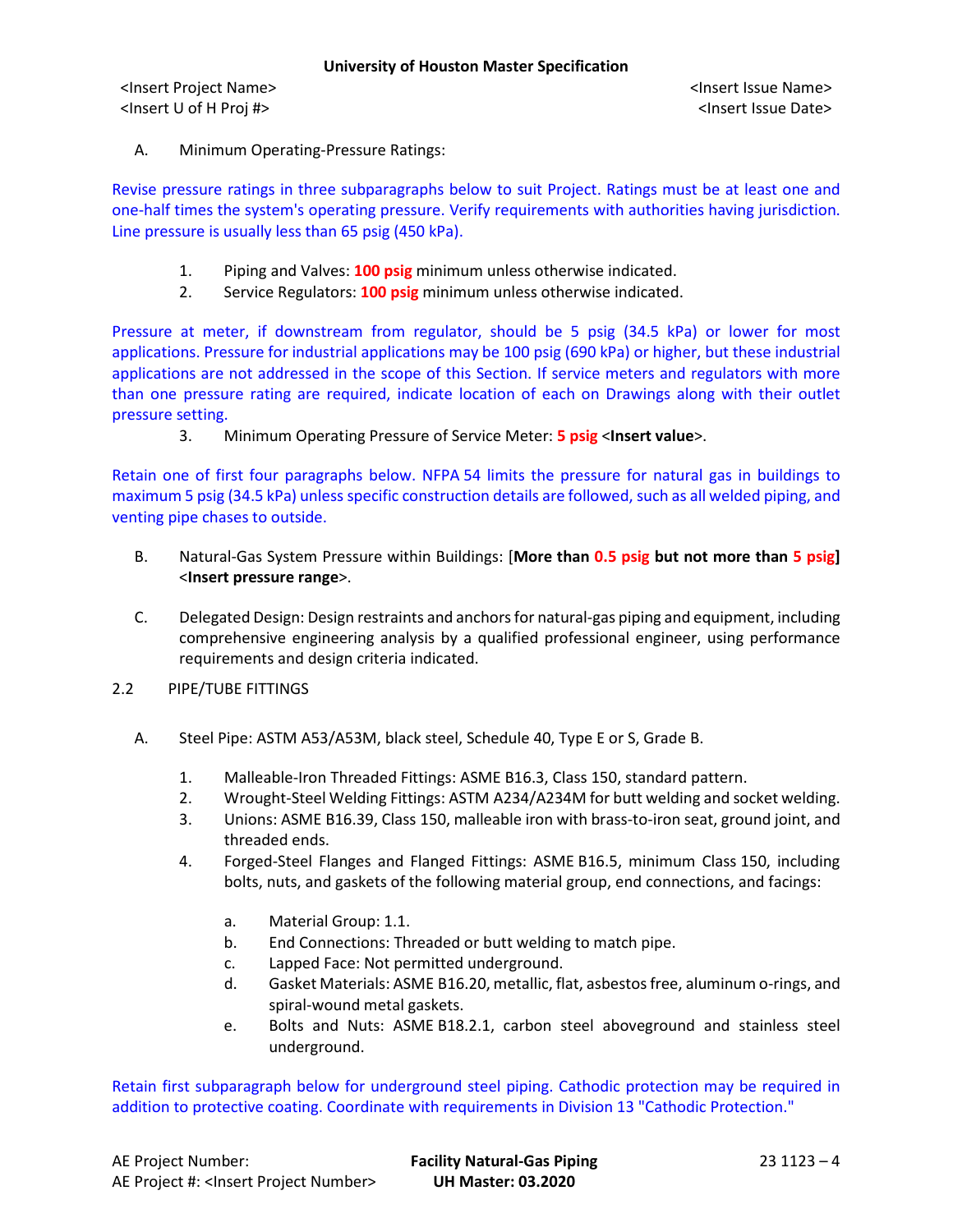A. Minimum Operating-Pressure Ratings:

Revise pressure ratings in three subparagraphs below to suit Project. Ratings must be at least one and one-half times the system's operating pressure. Verify requirements with authorities having jurisdiction. Line pressure is usually less than 65 psig (450 kPa).

1. Piping and Valves: **100 psig** minimum unless otherwise indicated.
2. Service Regulators: **100 psig** minimum unless otherwise indicated.

Pressure at meter, if downstream from regulator, should be 5 psig (34.5 kPa) or lower for most applications. Pressure for industrial applications may be 100 psig (690 kPa) or higher, but these industrial applications are not addressed in the scope of this Section. If service meters and regulators with more than one pressure rating are required, indicate location of each on Drawings along with their outlet pressure setting.

3. Minimum Operating Pressure of Service Meter: **5 psig** <**Insert value**>.

Retain one of first four paragraphs below. NFPA 54 limits the pressure for natural gas in buildings to maximum 5 psig (34.5 kPa) unless specific construction details are followed, such as all welded piping, and venting pipe chases to outside.

B. Natural-Gas System Pressure within Buildings: [**More than 0.5 psig but not more than 5 psig**] <**Insert pressure range**>.

C. Delegated Design: Design restraints and anchors for natural-gas piping and equipment, including comprehensive engineering analysis by a qualified professional engineer, using performance requirements and design criteria indicated.

2.2 PIPE/TUBE FITTINGS

A. Steel Pipe: ASTM A53/A53M, black steel, Schedule 40, Type E or S, Grade B.

1. Malleable-Iron Threaded Fittings: ASME B16.3, Class 150, standard pattern.
2. Wrought-Steel Welding Fittings: ASTM A234/A234M for butt welding and socket welding.
3. Unions: ASME B16.39, Class 150, malleable iron with brass-to-iron seat, ground joint, and threaded ends.
4. Forged-Steel Flanges and Flanged Fittings: ASME B16.5, minimum Class 150, including bolts, nuts, and gaskets of the following material group, end connections, and facings:
   a. Material Group: 1.1.
   b. End Connections: Threaded or butt welding to match pipe.
   c. Lapped Face: Not permitted underground.
   d. Gasket Materials: ASME B16.20, metallic, flat, asbestos free, aluminum o-rings, and spiral-wound metal gaskets.
   e. Bolts and Nuts: ASME B18.2.1, carbon steel aboveground and stainless steel underground.

Retain first subparagraph below for underground steel piping. Cathodic protection may be required in addition to protective coating. Coordinate with requirements in Division 13 "Cathodic Protection."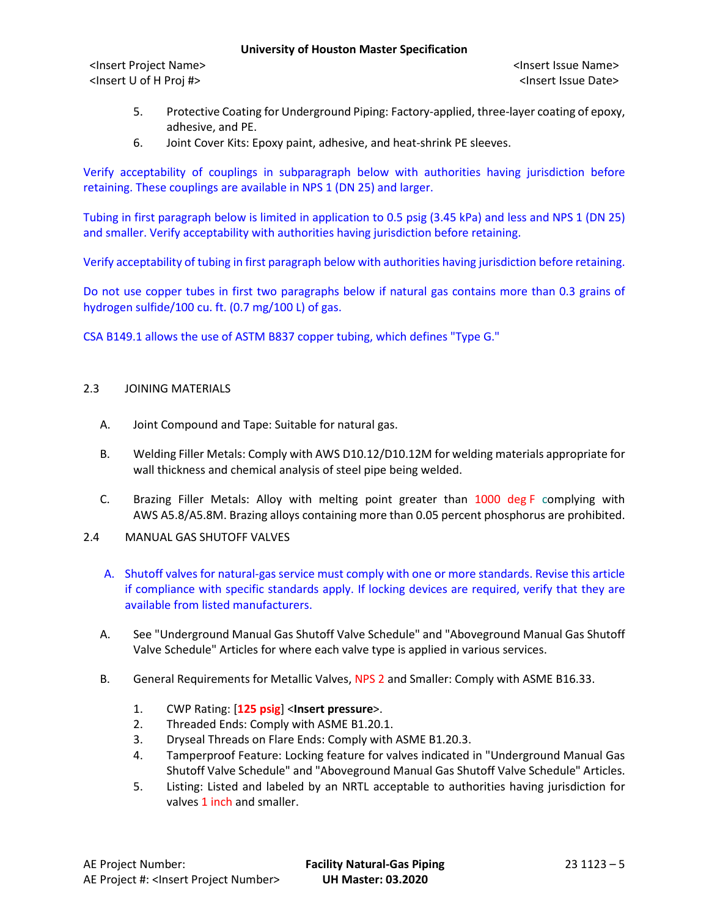5. Protective Coating for Underground Piping: Factory-applied, three-layer coating of epoxy, adhesive, and PE.
6. Joint Cover Kits: Epoxy paint, adhesive, and heat-shrink PE sleeves.

Verify acceptability of couplings in subparagraph below with authorities having jurisdiction before retaining. These couplings are available in NPS 1 (DN 25) and larger.

Tubing in first paragraph below is limited in application to 0.5 psig (3.45 kPa) and less and NPS 1 (DN 25) and smaller. Verify acceptability with authorities having jurisdiction before retaining.

Verify acceptability of tubing in first paragraph below with authorities having jurisdiction before retaining.

Do not use copper tubes in first two paragraphs below if natural gas contains more than 0.3 grains of hydrogen sulfide/100 cu. ft. (0.7 mg/100 L) of gas.

CSA B149.1 allows the use of ASTM B837 copper tubing, which defines "Type G."

## 2.3 JOINING MATERIALS

A. Joint Compound and Tape: Suitable for natural gas.

B. Welding Filler Metals: Comply with AWS D10.12/D10.12M for welding materials appropriate for wall thickness and chemical analysis of steel pipe being welded.

C. Brazing Filler Metals: Alloy with melting point greater than 1000 deg F complying with AWS A5.8/A5.8M. Brazing alloys containing more than 0.05 percent phosphorus are prohibited.

## 2.4 MANUAL GAS SHUTOFF VALVES

A. Shutoff valves for natural-gas service must comply with one or more standards. Revise this article if compliance with specific standards apply. If locking devices are required, verify that they are available from listed manufacturers.

A. See "Underground Manual Gas Shutoff Valve Schedule" and "Aboveground Manual Gas Shutoff Valve Schedule" Articles for where each valve type is applied in various services.

B. General Requirements for Metallic Valves, NPS 2 and Smaller: Comply with ASME B16.33.

1. CWP Rating: [**125 psig**] <**Insert pressure**>.
2. Threaded Ends: Comply with ASME B1.20.1.
3. Dryseal Threads on Flare Ends: Comply with ASME B1.20.3.
4. Tamperproof Feature: Locking feature for valves indicated in "Underground Manual Gas Shutoff Valve Schedule" and "Aboveground Manual Gas Shutoff Valve Schedule" Articles.
5. Listing: Listed and labeled by an NRTL acceptable to authorities having jurisdiction for valves 1 inch and smaller.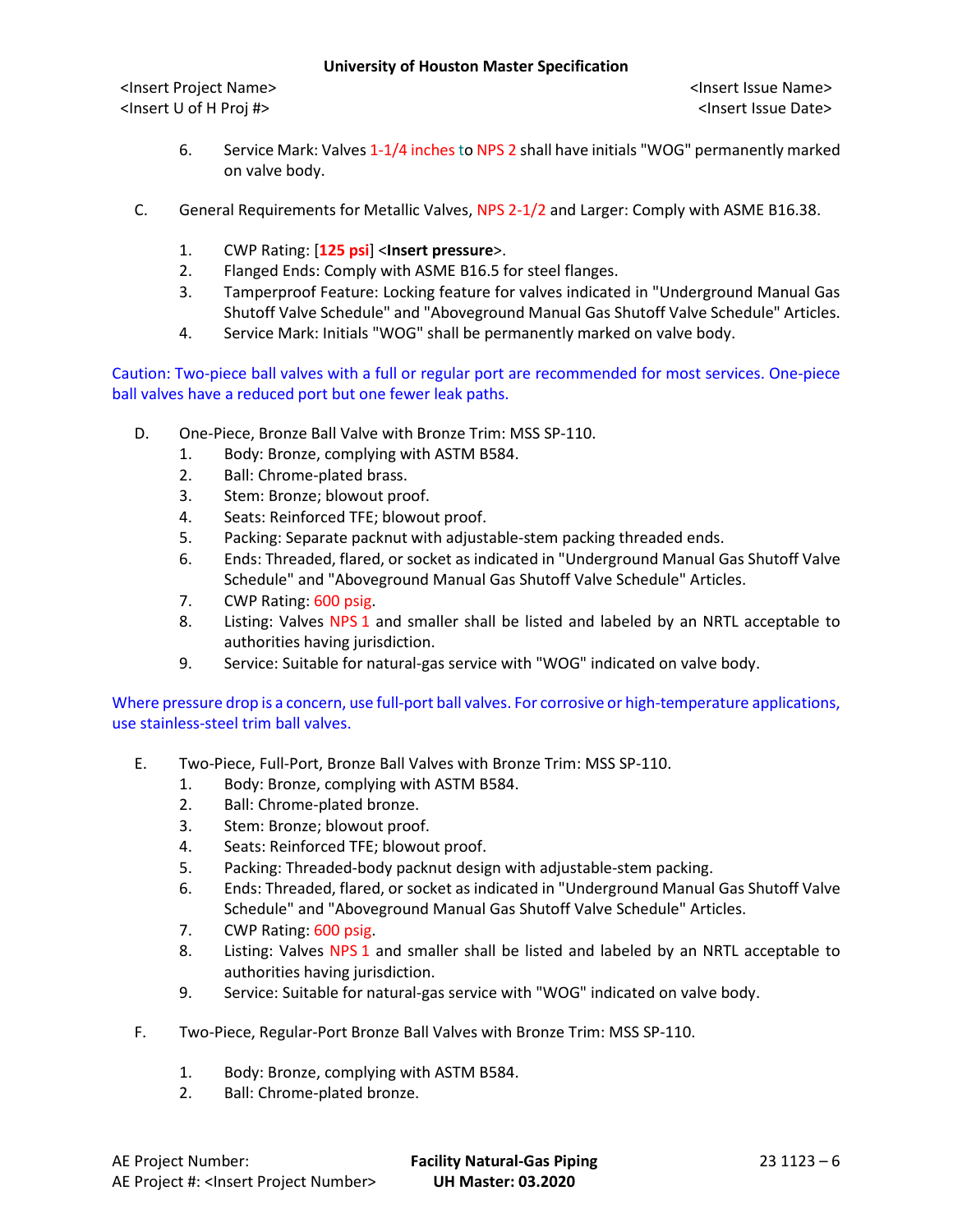6. Service Mark: Valves 1-1/4 inches to NPS 2 shall have initials "WOG" permanently marked on valve body.

C. General Requirements for Metallic Valves, NPS 2-1/2 and Larger: Comply with ASME B16.38.

1. CWP Rating: [**125 psi**] <**Insert pressure**>.
2. Flanged Ends: Comply with ASME B16.5 for steel flanges.
3. Tamperproof Feature: Locking feature for valves indicated in "Underground Manual Gas Shutoff Valve Schedule" and "Aboveground Manual Gas Shutoff Valve Schedule" Articles.
4. Service Mark: Initials "WOG" shall be permanently marked on valve body.

Caution: Two-piece ball valves with a full or regular port are recommended for most services. One-piece ball valves have a reduced port but one fewer leak paths.

D. One-Piece, Bronze Ball Valve with Bronze Trim: MSS SP-110.

1. Body: Bronze, complying with ASTM B584.
2. Ball: Chrome-plated brass.
3. Stem: Bronze; blowout proof.
4. Seats: Reinforced TFE; blowout proof.
5. Packing: Separate packnut with adjustable-stem packing threaded ends.
6. Ends: Threaded, flared, or socket as indicated in "Underground Manual Gas Shutoff Valve Schedule" and "Aboveground Manual Gas Shutoff Valve Schedule" Articles.
7. CWP Rating: 600 psig.
8. Listing: Valves NPS 1 and smaller shall be listed and labeled by an NRTL acceptable to authorities having jurisdiction.
9. Service: Suitable for natural-gas service with "WOG" indicated on valve body.

Where pressure drop is a concern, use full-port ball valves. For corrosive or high-temperature applications, use stainless-steel trim ball valves.

E. Two-Piece, Full-Port, Bronze Ball Valves with Bronze Trim: MSS SP-110.

1. Body: Bronze, complying with ASTM B584.
2. Ball: Chrome-plated bronze.
3. Stem: Bronze; blowout proof.
4. Seats: Reinforced TFE; blowout proof.
5. Packing: Threaded-body packnut design with adjustable-stem packing.
6. Ends: Threaded, flared, or socket as indicated in "Underground Manual Gas Shutoff Valve Schedule" and "Aboveground Manual Gas Shutoff Valve Schedule" Articles.
7. CWP Rating: 600 psig.
8. Listing: Valves NPS 1 and smaller shall be listed and labeled by an NRTL acceptable to authorities having jurisdiction.
9. Service: Suitable for natural-gas service with "WOG" indicated on valve body.

F. Two-Piece, Regular-Port Bronze Ball Valves with Bronze Trim: MSS SP-110.

1. Body: Bronze, complying with ASTM B584.
2. Ball: Chrome-plated bronze.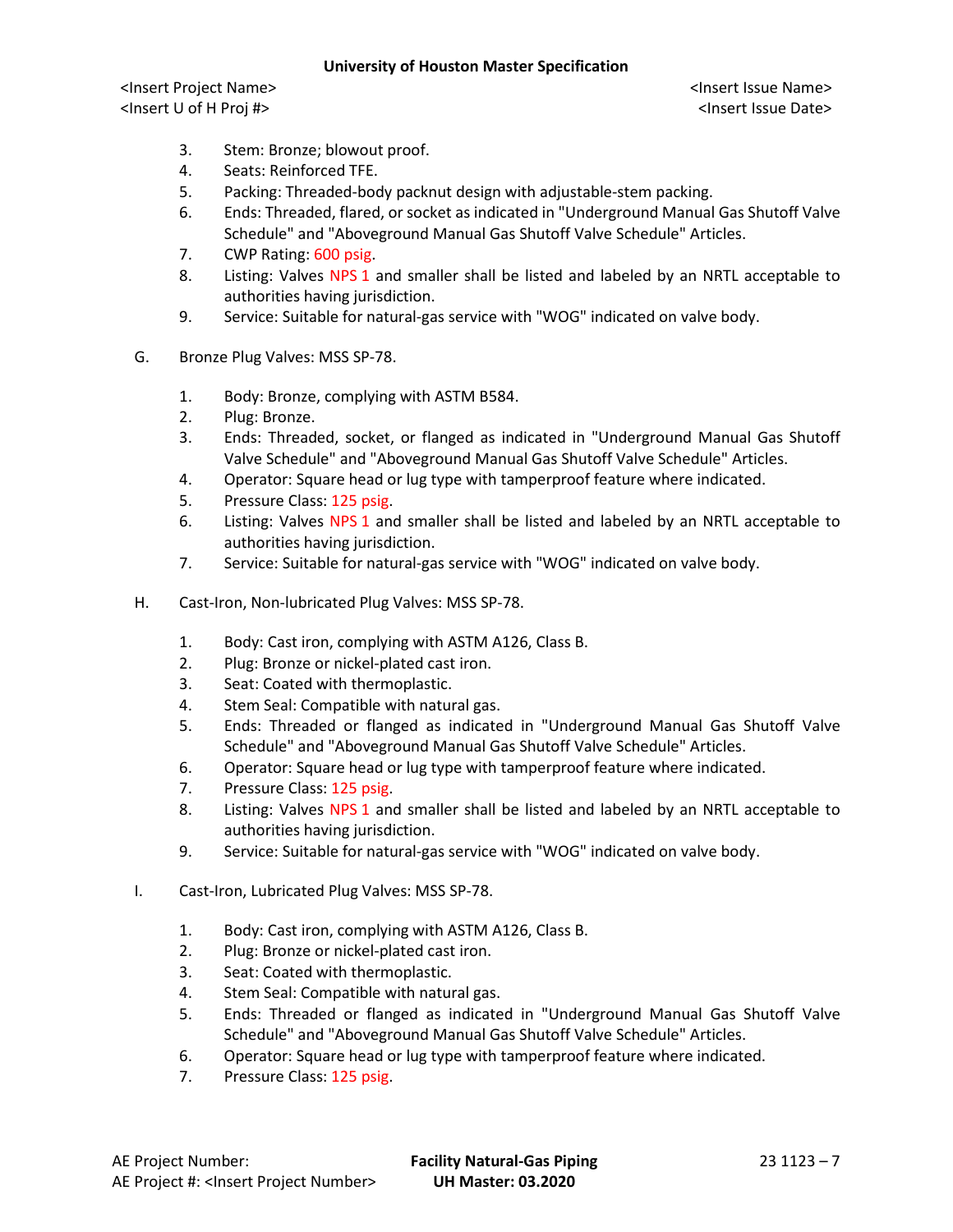3. Stem: Bronze; blowout proof.
4. Seats: Reinforced TFE.
5. Packing: Threaded-body packnut design with adjustable-stem packing.
6. Ends: Threaded, flared, or socket as indicated in "Underground Manual Gas Shutoff Valve Schedule" and "Aboveground Manual Gas Shutoff Valve Schedule" Articles.
7. CWP Rating: 600 psig.
8. Listing: Valves NPS 1 and smaller shall be listed and labeled by an NRTL acceptable to authorities having jurisdiction.
9. Service: Suitable for natural-gas service with "WOG" indicated on valve body.

G. Bronze Plug Valves: MSS SP-78.

1. Body: Bronze, complying with ASTM B584.
2. Plug: Bronze.
3. Ends: Threaded, socket, or flanged as indicated in "Underground Manual Gas Shutoff Valve Schedule" and "Aboveground Manual Gas Shutoff Valve Schedule" Articles.
4. Operator: Square head or lug type with tamperproof feature where indicated.
5. Pressure Class: 125 psig.
6. Listing: Valves NPS 1 and smaller shall be listed and labeled by an NRTL acceptable to authorities having jurisdiction.
7. Service: Suitable for natural-gas service with "WOG" indicated on valve body.

H. Cast-Iron, Non-lubricated Plug Valves: MSS SP-78.

1. Body: Cast iron, complying with ASTM A126, Class B.
2. Plug: Bronze or nickel-plated cast iron.
3. Seat: Coated with thermoplastic.
4. Stem Seal: Compatible with natural gas.
5. Ends: Threaded or flanged as indicated in "Underground Manual Gas Shutoff Valve Schedule" and "Aboveground Manual Gas Shutoff Valve Schedule" Articles.
6. Operator: Square head or lug type with tamperproof feature where indicated.
7. Pressure Class: 125 psig.
8. Listing: Valves NPS 1 and smaller shall be listed and labeled by an NRTL acceptable to authorities having jurisdiction.
9. Service: Suitable for natural-gas service with "WOG" indicated on valve body.

I. Cast-Iron, Lubricated Plug Valves: MSS SP-78.

1. Body: Cast iron, complying with ASTM A126, Class B.
2. Plug: Bronze or nickel-plated cast iron.
3. Seat: Coated with thermoplastic.
4. Stem Seal: Compatible with natural gas.
5. Ends: Threaded or flanged as indicated in "Underground Manual Gas Shutoff Valve Schedule" and "Aboveground Manual Gas Shutoff Valve Schedule" Articles.
6. Operator: Square head or lug type with tamperproof feature where indicated.
7. Pressure Class: 125 psig.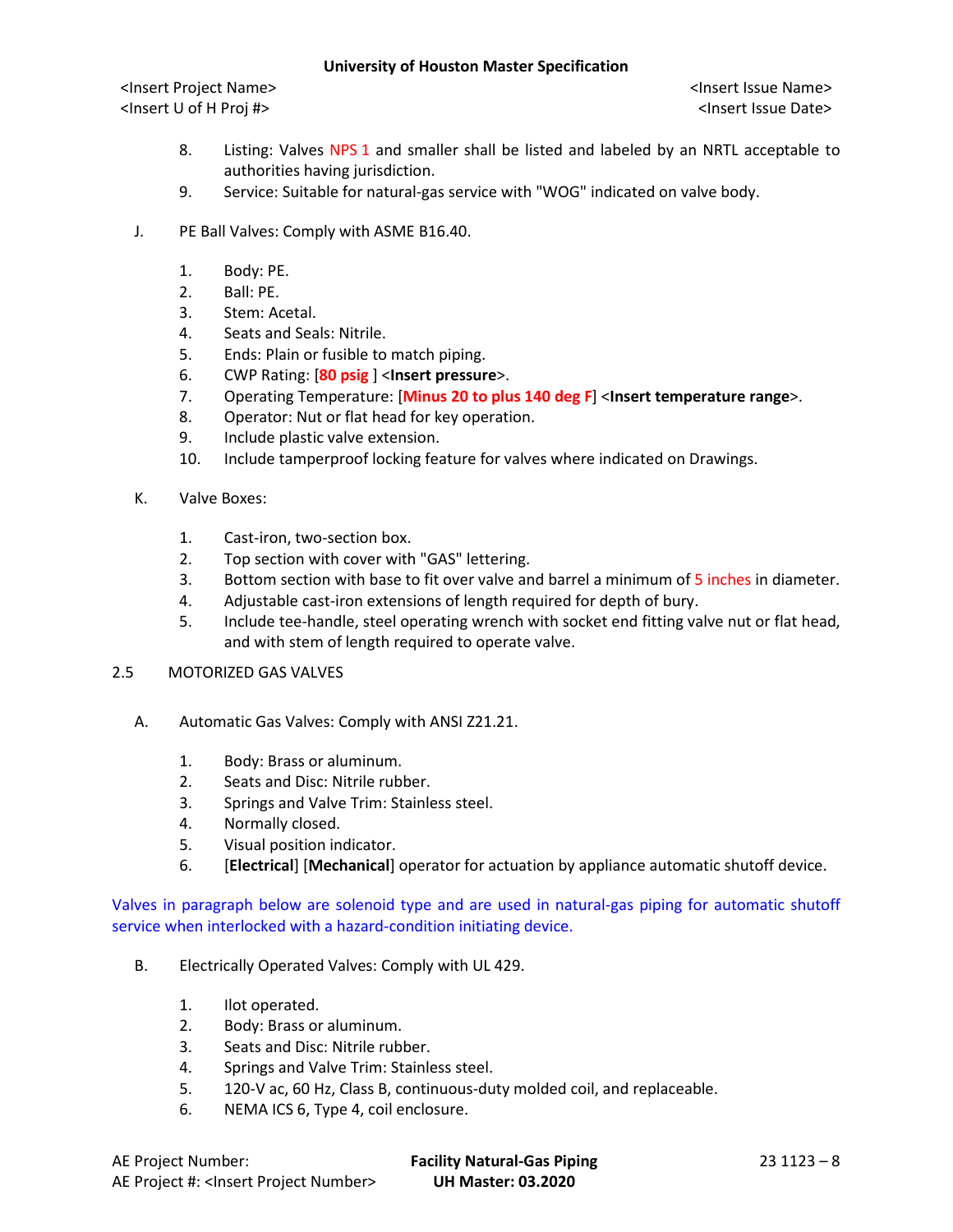8. Listing: Valves NPS 1 and smaller shall be listed and labeled by an NRTL acceptable to authorities having jurisdiction.
9. Service: Suitable for natural-gas service with "WOG" indicated on valve body.

J. PE Ball Valves: Comply with ASME B16.40.

1. Body: PE.
2. Ball: PE.
3. Stem: Acetal.
4. Seats and Seals: Nitrile.
5. Ends: Plain or fusible to match piping.
6. CWP Rating: [**80 psig** ] <**Insert pressure**>.
7. Operating Temperature: [**Minus 20 to plus 140 deg F**] <**Insert temperature range**>.
8. Operator: Nut or flat head for key operation.
9. Include plastic valve extension.
10. Include tamperproof locking feature for valves where indicated on Drawings.

K. Valve Boxes:

1. Cast-iron, two-section box.
2. Top section with cover with "GAS" lettering.
3. Bottom section with base to fit over valve and barrel a minimum of 5 inches in diameter.
4. Adjustable cast-iron extensions of length required for depth of bury.
5. Include tee-handle, steel operating wrench with socket end fitting valve nut or flat head, and with stem of length required to operate valve.

2.5 MOTORIZED GAS VALVES

A. Automatic Gas Valves: Comply with ANSI Z21.21.

1. Body: Brass or aluminum.
2. Seats and Disc: Nitrile rubber.
3. Springs and Valve Trim: Stainless steel.
4. Normally closed.
5. Visual position indicator.
6. [**Electrical**] [**Mechanical**] operator for actuation by appliance automatic shutoff device.

Valves in paragraph below are solenoid type and are used in natural-gas piping for automatic shutoff service when interlocked with a hazard-condition initiating device.

B. Electrically Operated Valves: Comply with UL 429.

1. Ilot operated.
2. Body: Brass or aluminum.
3. Seats and Disc: Nitrile rubber.
4. Springs and Valve Trim: Stainless steel.
5. 120-V ac, 60 Hz, Class B, continuous-duty molded coil, and replaceable.
6. NEMA ICS 6, Type 4, coil enclosure.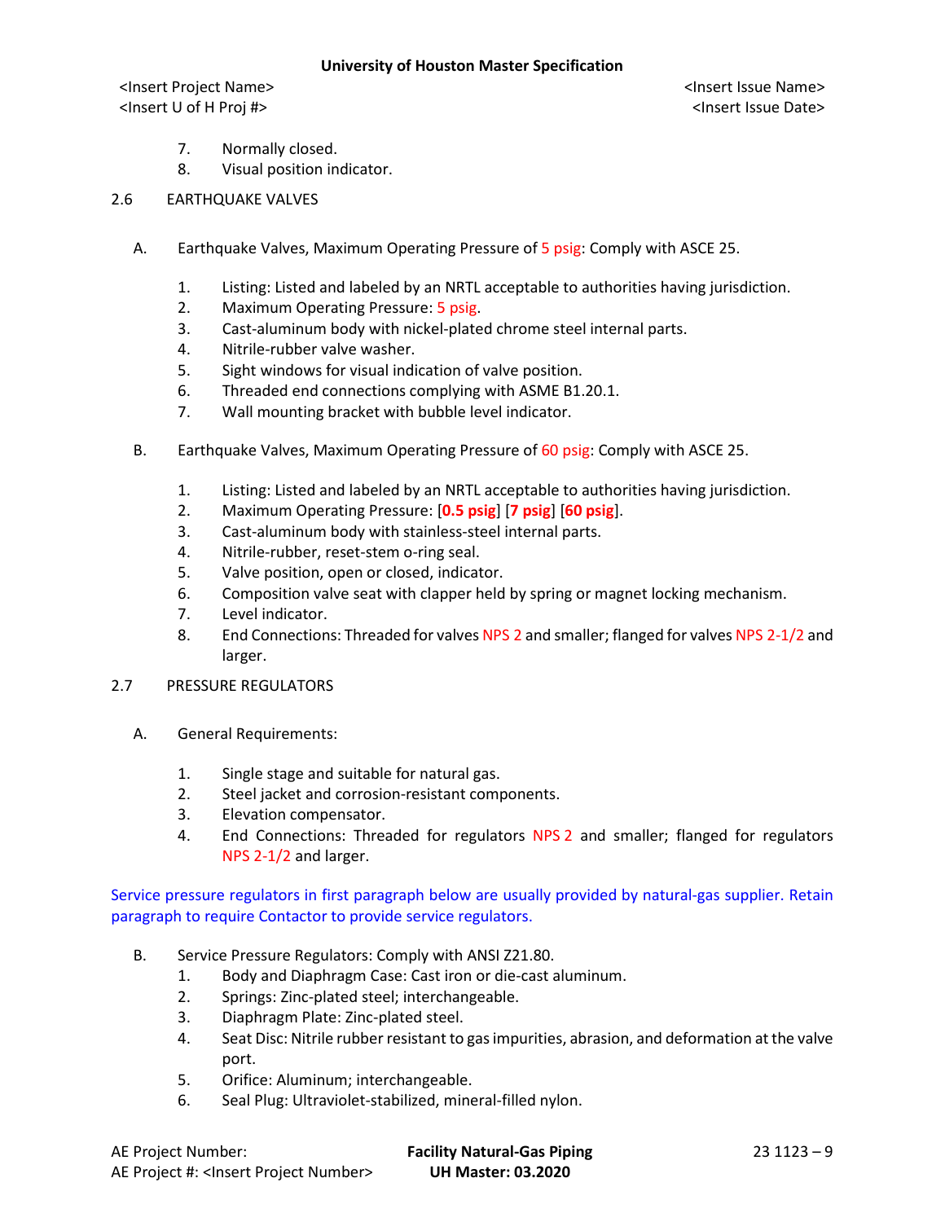7. Normally closed.
8. Visual position indicator.

## 2.6 EARTHQUAKE VALVES

A. Earthquake Valves, Maximum Operating Pressure of 5 psig: Comply with ASCE 25.

1. Listing: Listed and labeled by an NRTL acceptable to authorities having jurisdiction.
2. Maximum Operating Pressure: 5 psig.
3. Cast-aluminum body with nickel-plated chrome steel internal parts.
4. Nitrile-rubber valve washer.
5. Sight windows for visual indication of valve position.
6. Threaded end connections complying with ASME B1.20.1.
7. Wall mounting bracket with bubble level indicator.

B. Earthquake Valves, Maximum Operating Pressure of 60 psig: Comply with ASCE 25.

1. Listing: Listed and labeled by an NRTL acceptable to authorities having jurisdiction.
2. Maximum Operating Pressure: [**0.5 psig**] [**7 psig**] [**60 psig**].
3. Cast-aluminum body with stainless-steel internal parts.
4. Nitrile-rubber, reset-stem o-ring seal.
5. Valve position, open or closed, indicator.
6. Composition valve seat with clapper held by spring or magnet locking mechanism.
7. Level indicator.
8. End Connections: Threaded for valves NPS 2 and smaller; flanged for valves NPS 2-1/2 and larger.

## 2.7 PRESSURE REGULATORS

A. General Requirements:

1. Single stage and suitable for natural gas.
2. Steel jacket and corrosion-resistant components.
3. Elevation compensator.
4. End Connections: Threaded for regulators NPS 2 and smaller; flanged for regulators NPS 2-1/2 and larger.

Service pressure regulators in first paragraph below are usually provided by natural-gas supplier. Retain paragraph to require Contactor to provide service regulators.

B. Service Pressure Regulators: Comply with ANSI Z21.80.

1. Body and Diaphragm Case: Cast iron or die-cast aluminum.
2. Springs: Zinc-plated steel; interchangeable.
3. Diaphragm Plate: Zinc-plated steel.
4. Seat Disc: Nitrile rubber resistant to gas impurities, abrasion, and deformation at the valve port.
5. Orifice: Aluminum; interchangeable.
6. Seal Plug: Ultraviolet-stabilized, mineral-filled nylon.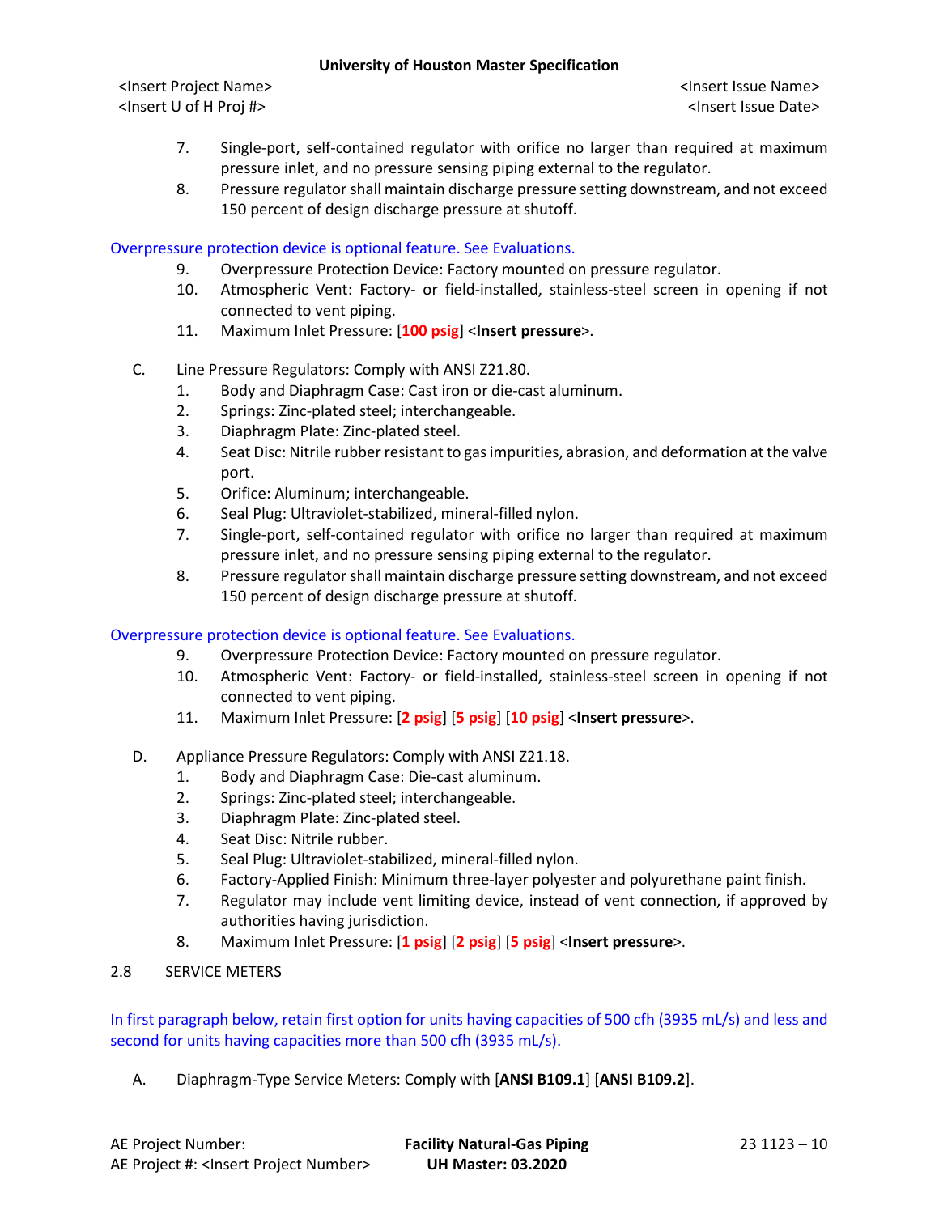7. Single-port, self-contained regulator with orifice no larger than required at maximum pressure inlet, and no pressure sensing piping external to the regulator.
8. Pressure regulator shall maintain discharge pressure setting downstream, and not exceed 150 percent of design discharge pressure at shutoff.

Overpressure protection device is optional feature. See Evaluations.

9. Overpressure Protection Device: Factory mounted on pressure regulator.
10. Atmospheric Vent: Factory- or field-installed, stainless-steel screen in opening if not connected to vent piping.
11. Maximum Inlet Pressure: [**100 psig**] <**Insert pressure**>.

C. Line Pressure Regulators: Comply with ANSI Z21.80.
   1. Body and Diaphragm Case: Cast iron or die-cast aluminum.
   2. Springs: Zinc-plated steel; interchangeable.
   3. Diaphragm Plate: Zinc-plated steel.
   4. Seat Disc: Nitrile rubber resistant to gas impurities, abrasion, and deformation at the valve port.
   5. Orifice: Aluminum; interchangeable.
   6. Seal Plug: Ultraviolet-stabilized, mineral-filled nylon.
   7. Single-port, self-contained regulator with orifice no larger than required at maximum pressure inlet, and no pressure sensing piping external to the regulator.
   8. Pressure regulator shall maintain discharge pressure setting downstream, and not exceed 150 percent of design discharge pressure at shutoff.

Overpressure protection device is optional feature. See Evaluations.

   9. Overpressure Protection Device: Factory mounted on pressure regulator.
   10. Atmospheric Vent: Factory- or field-installed, stainless-steel screen in opening if not connected to vent piping.
   11. Maximum Inlet Pressure: [**2 psig**] [**5 psig**] [**10 psig**] <**Insert pressure**>.

D. Appliance Pressure Regulators: Comply with ANSI Z21.18.
   1. Body and Diaphragm Case: Die-cast aluminum.
   2. Springs: Zinc-plated steel; interchangeable.
   3. Diaphragm Plate: Zinc-plated steel.
   4. Seat Disc: Nitrile rubber.
   5. Seal Plug: Ultraviolet-stabilized, mineral-filled nylon.
   6. Factory-Applied Finish: Minimum three-layer polyester and polyurethane paint finish.
   7. Regulator may include vent limiting device, instead of vent connection, if approved by authorities having jurisdiction.
   8. Maximum Inlet Pressure: [**1 psig**] [**2 psig**] [**5 psig**] <**Insert pressure**>.

## 2.8 SERVICE METERS

In first paragraph below, retain first option for units having capacities of 500 cfh (3935 mL/s) and less and second for units having capacities more than 500 cfh (3935 mL/s).

A. Diaphragm-Type Service Meters: Comply with [**ANSI B109.1**] [**ANSI B109.2**].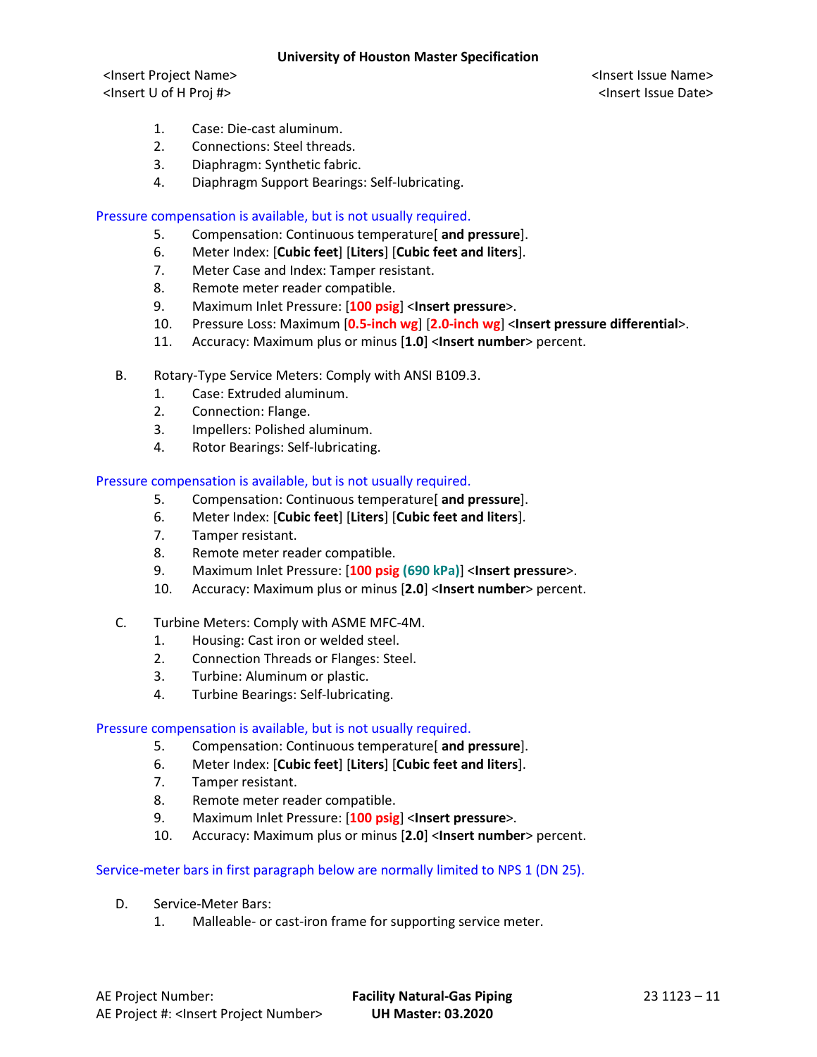1. Case: Die-cast aluminum.
2. Connections: Steel threads.
3. Diaphragm: Synthetic fabric.
4. Diaphragm Support Bearings: Self-lubricating.

Pressure compensation is available, but is not usually required.

5. Compensation: Continuous temperature[ **and pressure**].
6. Meter Index: [**Cubic feet**] [**Liters**] [**Cubic feet and liters**].
7. Meter Case and Index: Tamper resistant.
8. Remote meter reader compatible.
9. Maximum Inlet Pressure: [**100 psig**] <**Insert pressure**>.
10. Pressure Loss: Maximum [**0.5-inch wg**] [**2.0-inch wg**] <**Insert pressure differential**>.
11. Accuracy: Maximum plus or minus [**1.0**] <**Insert number**> percent.

B. Rotary-Type Service Meters: Comply with ANSI B109.3.
   1. Case: Extruded aluminum.
   2. Connection: Flange.
   3. Impellers: Polished aluminum.
   4. Rotor Bearings: Self-lubricating.

Pressure compensation is available, but is not usually required.

   5. Compensation: Continuous temperature[ **and pressure**].
   6. Meter Index: [**Cubic feet**] [**Liters**] [**Cubic feet and liters**].
   7. Tamper resistant.
   8. Remote meter reader compatible.
   9. Maximum Inlet Pressure: [**100 psig (690 kPa)**] <**Insert pressure**>.
   10. Accuracy: Maximum plus or minus [**2.0**] <**Insert number**> percent.

C. Turbine Meters: Comply with ASME MFC-4M.
   1. Housing: Cast iron or welded steel.
   2. Connection Threads or Flanges: Steel.
   3. Turbine: Aluminum or plastic.
   4. Turbine Bearings: Self-lubricating.

Pressure compensation is available, but is not usually required.

   5. Compensation: Continuous temperature[ **and pressure**].
   6. Meter Index: [**Cubic feet**] [**Liters**] [**Cubic feet and liters**].
   7. Tamper resistant.
   8. Remote meter reader compatible.
   9. Maximum Inlet Pressure: [**100 psig**] <**Insert pressure**>.
   10. Accuracy: Maximum plus or minus [**2.0**] <**Insert number**> percent.

Service-meter bars in first paragraph below are normally limited to NPS 1 (DN 25).

D. Service-Meter Bars:
   1. Malleable- or cast-iron frame for supporting service meter.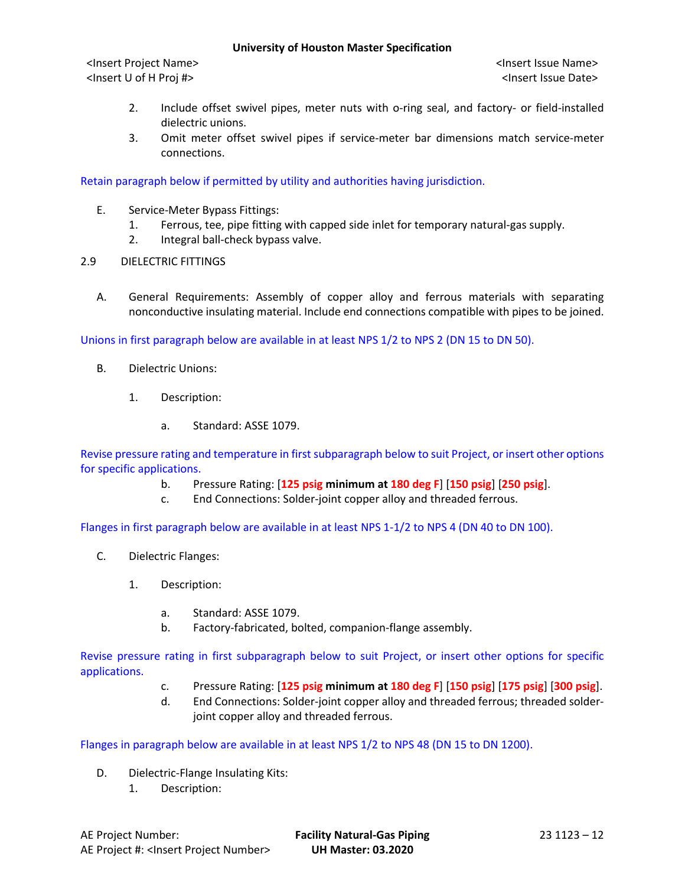2. Include offset swivel pipes, meter nuts with o-ring seal, and factory- or field-installed dielectric unions.
3. Omit meter offset swivel pipes if service-meter bar dimensions match service-meter connections.

Retain paragraph below if permitted by utility and authorities having jurisdiction.

E. Service-Meter Bypass Fittings:
   1. Ferrous, tee, pipe fitting with capped side inlet for temporary natural-gas supply.
   2. Integral ball-check bypass valve.

## 2.9 DIELECTRIC FITTINGS

A. General Requirements: Assembly of copper alloy and ferrous materials with separating nonconductive insulating material. Include end connections compatible with pipes to be joined.

Unions in first paragraph below are available in at least NPS 1/2 to NPS 2 (DN 15 to DN 50).

B. Dielectric Unions:

   1. Description:

      a. Standard: ASSE 1079.

Revise pressure rating and temperature in first subparagraph below to suit Project, or insert other options for specific applications.

      b. Pressure Rating: [**125 psig minimum at 180 deg F**] [**150 psig**] [**250 psig**].
      c. End Connections: Solder-joint copper alloy and threaded ferrous.

Flanges in first paragraph below are available in at least NPS 1-1/2 to NPS 4 (DN 40 to DN 100).

C. Dielectric Flanges:

   1. Description:

      a. Standard: ASSE 1079.
      b. Factory-fabricated, bolted, companion-flange assembly.

Revise pressure rating in first subparagraph below to suit Project, or insert other options for specific applications.

      c. Pressure Rating: [**125 psig minimum at 180 deg F**] [**150 psig**] [**175 psig**] [**300 psig**].
      d. End Connections: Solder-joint copper alloy and threaded ferrous; threaded solder-joint copper alloy and threaded ferrous.

Flanges in paragraph below are available in at least NPS 1/2 to NPS 48 (DN 15 to DN 1200).

D. Dielectric-Flange Insulating Kits:
   1. Description: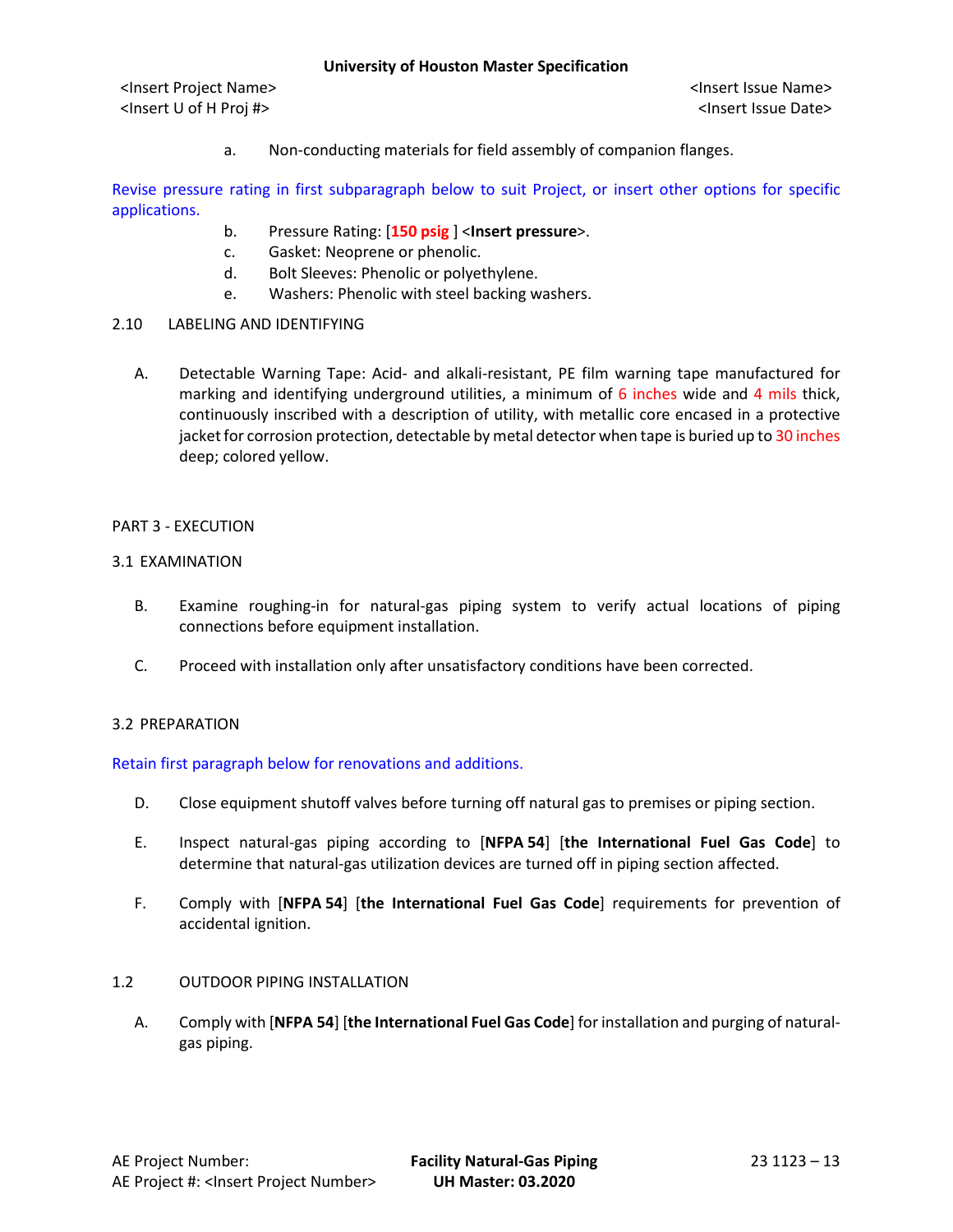a. Non-conducting materials for field assembly of companion flanges.

Revise pressure rating in first subparagraph below to suit Project, or insert other options for specific applications.

b. Pressure Rating: [**150 psig** ] <**Insert pressure**>.

c. Gasket: Neoprene or phenolic.

d. Bolt Sleeves: Phenolic or polyethylene.

e. Washers: Phenolic with steel backing washers.

## 2.10 LABELING AND IDENTIFYING

A. Detectable Warning Tape: Acid- and alkali-resistant, PE film warning tape manufactured for marking and identifying underground utilities, a minimum of 6 inches wide and 4 mils thick, continuously inscribed with a description of utility, with metallic core encased in a protective jacket for corrosion protection, detectable by metal detector when tape is buried up to 30 inches deep; colored yellow.

# PART 3 - EXECUTION

## 3.1 EXAMINATION

B. Examine roughing-in for natural-gas piping system to verify actual locations of piping connections before equipment installation.

C. Proceed with installation only after unsatisfactory conditions have been corrected.

## 3.2 PREPARATION

Retain first paragraph below for renovations and additions.

D. Close equipment shutoff valves before turning off natural gas to premises or piping section.

E. Inspect natural-gas piping according to [**NFPA 54**] [**the International Fuel Gas Code**] to determine that natural-gas utilization devices are turned off in piping section affected.

F. Comply with [**NFPA 54**] [**the International Fuel Gas Code**] requirements for prevention of accidental ignition.

## 1.2 OUTDOOR PIPING INSTALLATION

A. Comply with [**NFPA 54**] [**the International Fuel Gas Code**] for installation and purging of natural-gas piping.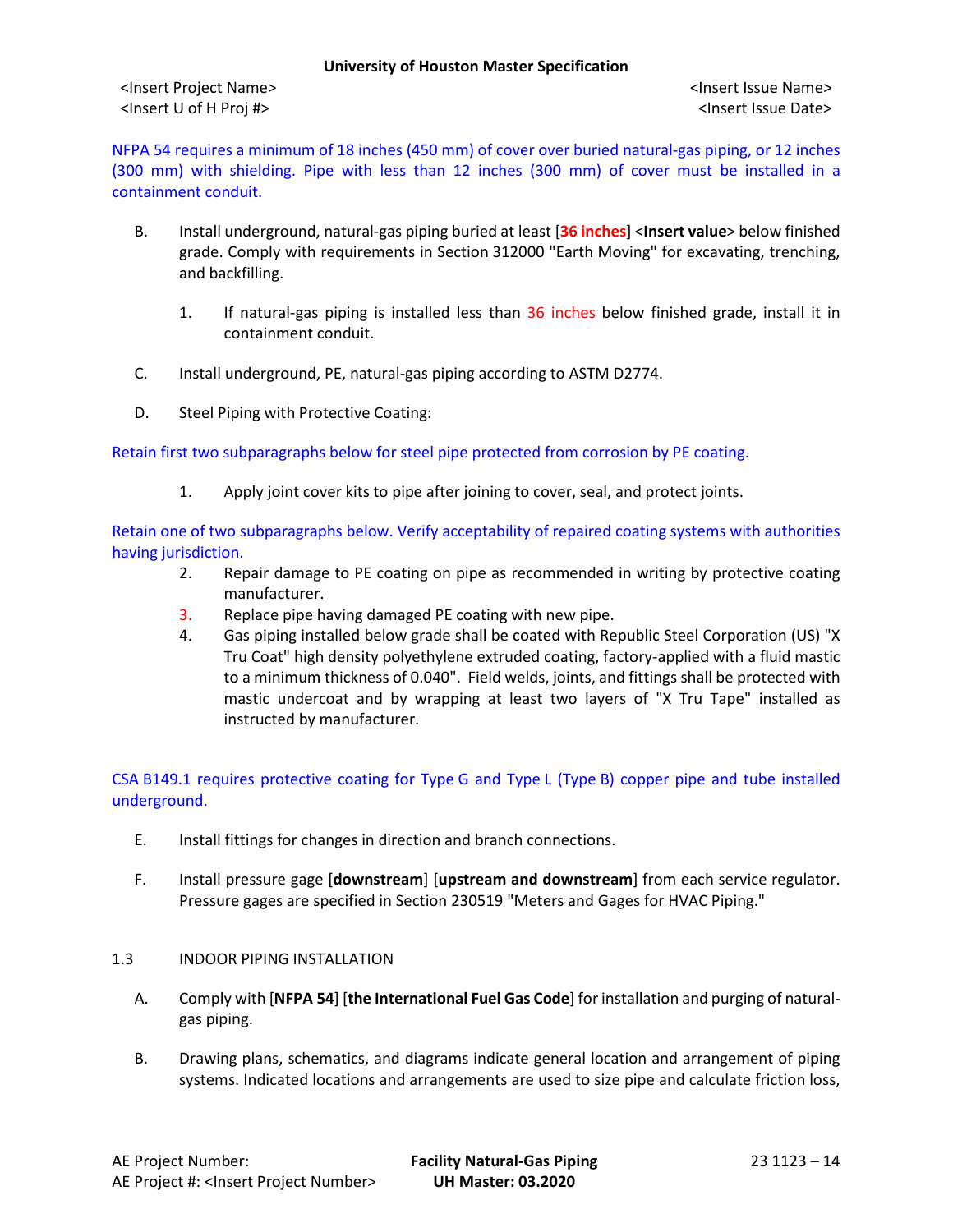NFPA 54 requires a minimum of 18 inches (450 mm) of cover over buried natural-gas piping, or 12 inches (300 mm) with shielding. Pipe with less than 12 inches (300 mm) of cover must be installed in a containment conduit.

B. Install underground, natural-gas piping buried at least [**36 inches**] <**Insert value**> below finished grade. Comply with requirements in Section 312000 "Earth Moving" for excavating, trenching, and backfilling.

1. If natural-gas piping is installed less than 36 inches below finished grade, install it in containment conduit.

C. Install underground, PE, natural-gas piping according to ASTM D2774.

D. Steel Piping with Protective Coating:

Retain first two subparagraphs below for steel pipe protected from corrosion by PE coating.

1. Apply joint cover kits to pipe after joining to cover, seal, and protect joints.

Retain one of two subparagraphs below. Verify acceptability of repaired coating systems with authorities having jurisdiction.

2. Repair damage to PE coating on pipe as recommended in writing by protective coating manufacturer.
3. Replace pipe having damaged PE coating with new pipe.
4. Gas piping installed below grade shall be coated with Republic Steel Corporation (US) "X Tru Coat" high density polyethylene extruded coating, factory-applied with a fluid mastic to a minimum thickness of 0.040". Field welds, joints, and fittings shall be protected with mastic undercoat and by wrapping at least two layers of "X Tru Tape" installed as instructed by manufacturer.

CSA B149.1 requires protective coating for Type G and Type L (Type B) copper pipe and tube installed underground.

E. Install fittings for changes in direction and branch connections.

F. Install pressure gage [**downstream**] [**upstream and downstream**] from each service regulator. Pressure gages are specified in Section 230519 "Meters and Gages for HVAC Piping."

## 1.3 INDOOR PIPING INSTALLATION

A. Comply with [**NFPA 54**] [**the International Fuel Gas Code**] for installation and purging of natural-gas piping.

B. Drawing plans, schematics, and diagrams indicate general location and arrangement of piping systems. Indicated locations and arrangements are used to size pipe and calculate friction loss,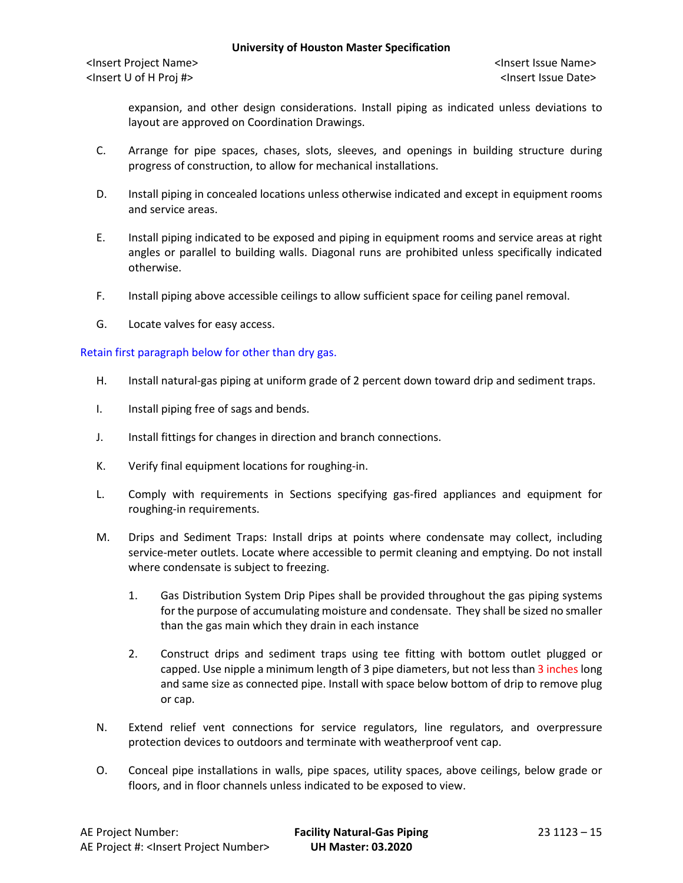expansion, and other design considerations. Install piping as indicated unless deviations to layout are approved on Coordination Drawings.

C. Arrange for pipe spaces, chases, slots, sleeves, and openings in building structure during progress of construction, to allow for mechanical installations.

D. Install piping in concealed locations unless otherwise indicated and except in equipment rooms and service areas.

E. Install piping indicated to be exposed and piping in equipment rooms and service areas at right angles or parallel to building walls. Diagonal runs are prohibited unless specifically indicated otherwise.

F. Install piping above accessible ceilings to allow sufficient space for ceiling panel removal.

G. Locate valves for easy access.

Retain first paragraph below for other than dry gas.

H. Install natural-gas piping at uniform grade of 2 percent down toward drip and sediment traps.

I. Install piping free of sags and bends.

J. Install fittings for changes in direction and branch connections.

K. Verify final equipment locations for roughing-in.

L. Comply with requirements in Sections specifying gas-fired appliances and equipment for roughing-in requirements.

M. Drips and Sediment Traps: Install drips at points where condensate may collect, including service-meter outlets. Locate where accessible to permit cleaning and emptying. Do not install where condensate is subject to freezing.

   1. Gas Distribution System Drip Pipes shall be provided throughout the gas piping systems for the purpose of accumulating moisture and condensate. They shall be sized no smaller than the gas main which they drain in each instance

   2. Construct drips and sediment traps using tee fitting with bottom outlet plugged or capped. Use nipple a minimum length of 3 pipe diameters, but not less than 3 inches long and same size as connected pipe. Install with space below bottom of drip to remove plug or cap.

N. Extend relief vent connections for service regulators, line regulators, and overpressure protection devices to outdoors and terminate with weatherproof vent cap.

O. Conceal pipe installations in walls, pipe spaces, utility spaces, above ceilings, below grade or floors, and in floor channels unless indicated to be exposed to view.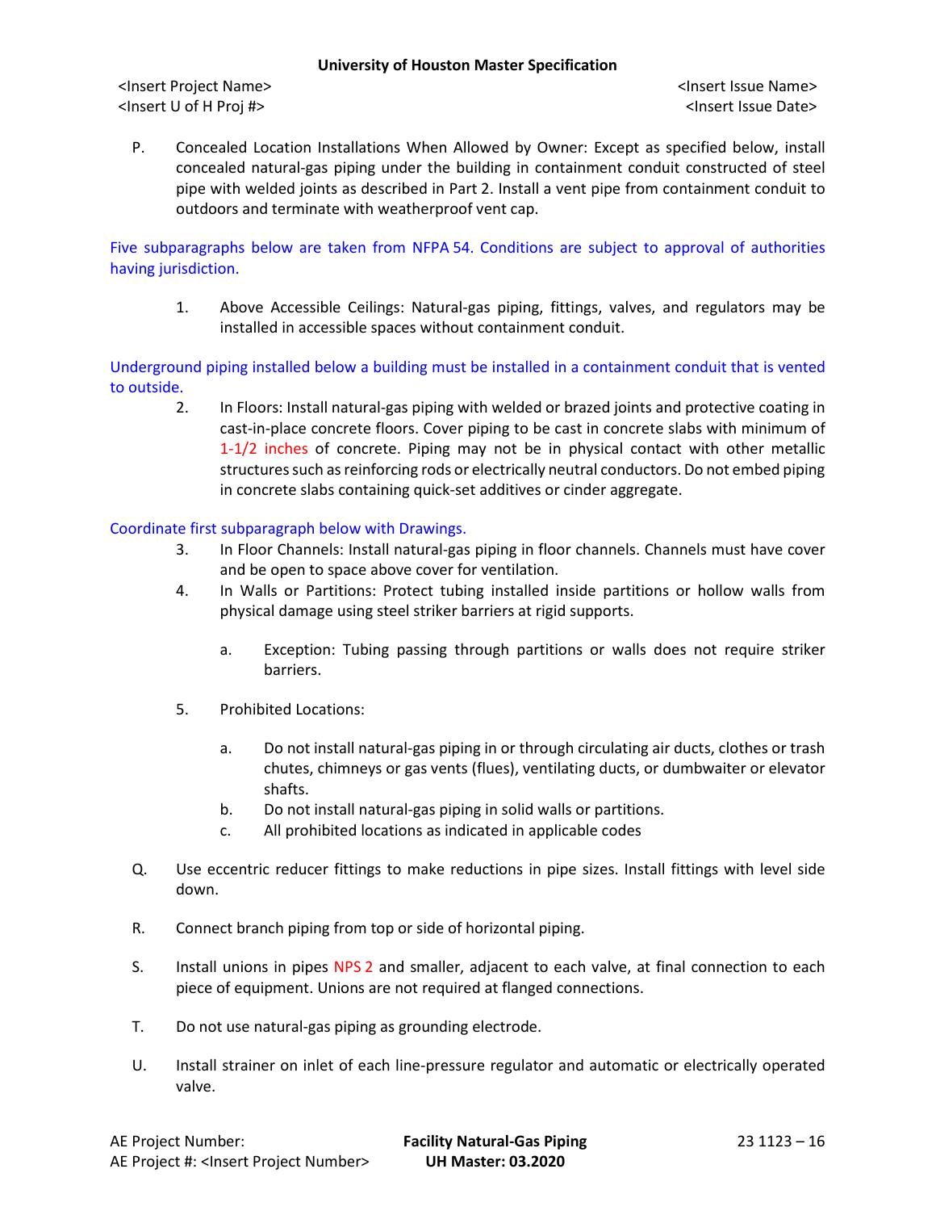P. Concealed Location Installations When Allowed by Owner: Except as specified below, install concealed natural-gas piping under the building in containment conduit constructed of steel pipe with welded joints as described in Part 2. Install a vent pipe from containment conduit to outdoors and terminate with weatherproof vent cap.

Five subparagraphs below are taken from NFPA 54. Conditions are subject to approval of authorities having jurisdiction.

1. Above Accessible Ceilings: Natural-gas piping, fittings, valves, and regulators may be installed in accessible spaces without containment conduit.

Underground piping installed below a building must be installed in a containment conduit that is vented to outside.

2. In Floors: Install natural-gas piping with welded or brazed joints and protective coating in cast-in-place concrete floors. Cover piping to be cast in concrete slabs with minimum of 1-1/2 inches of concrete. Piping may not be in physical contact with other metallic structures such as reinforcing rods or electrically neutral conductors. Do not embed piping in concrete slabs containing quick-set additives or cinder aggregate.

Coordinate first subparagraph below with Drawings.

3. In Floor Channels: Install natural-gas piping in floor channels. Channels must have cover and be open to space above cover for ventilation.
4. In Walls or Partitions: Protect tubing installed inside partitions or hollow walls from physical damage using steel striker barriers at rigid supports.
   a. Exception: Tubing passing through partitions or walls does not require striker barriers.
5. Prohibited Locations:
   a. Do not install natural-gas piping in or through circulating air ducts, clothes or trash chutes, chimneys or gas vents (flues), ventilating ducts, or dumbwaiter or elevator shafts.
   b. Do not install natural-gas piping in solid walls or partitions.
   c. All prohibited locations as indicated in applicable codes

Q. Use eccentric reducer fittings to make reductions in pipe sizes. Install fittings with level side down.

R. Connect branch piping from top or side of horizontal piping.

S. Install unions in pipes NPS 2 and smaller, adjacent to each valve, at final connection to each piece of equipment. Unions are not required at flanged connections.

T. Do not use natural-gas piping as grounding electrode.

U. Install strainer on inlet of each line-pressure regulator and automatic or electrically operated valve.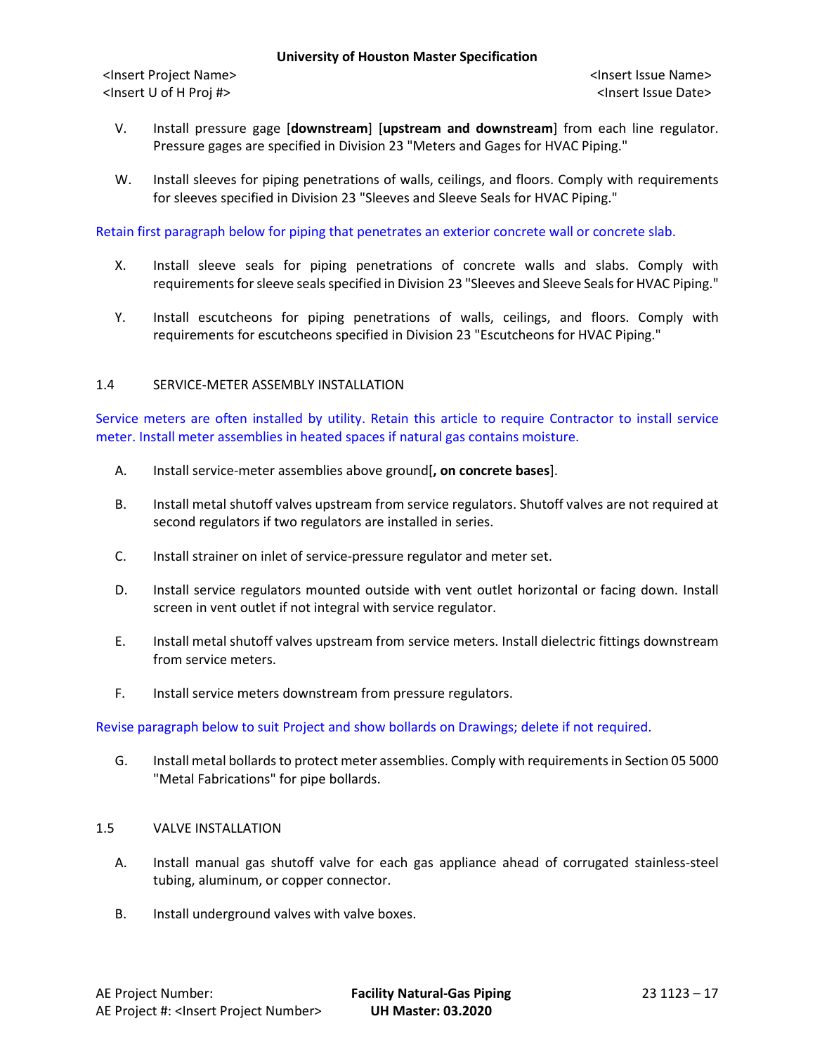V. Install pressure gage [**downstream**] [**upstream and downstream**] from each line regulator. Pressure gages are specified in Division 23 "Meters and Gages for HVAC Piping."

W. Install sleeves for piping penetrations of walls, ceilings, and floors. Comply with requirements for sleeves specified in Division 23 "Sleeves and Sleeve Seals for HVAC Piping."

Retain first paragraph below for piping that penetrates an exterior concrete wall or concrete slab.

X. Install sleeve seals for piping penetrations of concrete walls and slabs. Comply with requirements for sleeve seals specified in Division 23 "Sleeves and Sleeve Seals for HVAC Piping."

Y. Install escutcheons for piping penetrations of walls, ceilings, and floors. Comply with requirements for escutcheons specified in Division 23 "Escutcheons for HVAC Piping."

## 1.4 SERVICE-METER ASSEMBLY INSTALLATION

Service meters are often installed by utility. Retain this article to require Contractor to install service meter. Install meter assemblies in heated spaces if natural gas contains moisture.

A. Install service-meter assemblies above ground[**, on concrete bases**].

B. Install metal shutoff valves upstream from service regulators. Shutoff valves are not required at second regulators if two regulators are installed in series.

C. Install strainer on inlet of service-pressure regulator and meter set.

D. Install service regulators mounted outside with vent outlet horizontal or facing down. Install screen in vent outlet if not integral with service regulator.

E. Install metal shutoff valves upstream from service meters. Install dielectric fittings downstream from service meters.

F. Install service meters downstream from pressure regulators.

Revise paragraph below to suit Project and show bollards on Drawings; delete if not required.

G. Install metal bollards to protect meter assemblies. Comply with requirements in Section 05 5000 "Metal Fabrications" for pipe bollards.

## 1.5 VALVE INSTALLATION

A. Install manual gas shutoff valve for each gas appliance ahead of corrugated stainless-steel tubing, aluminum, or copper connector.

B. Install underground valves with valve boxes.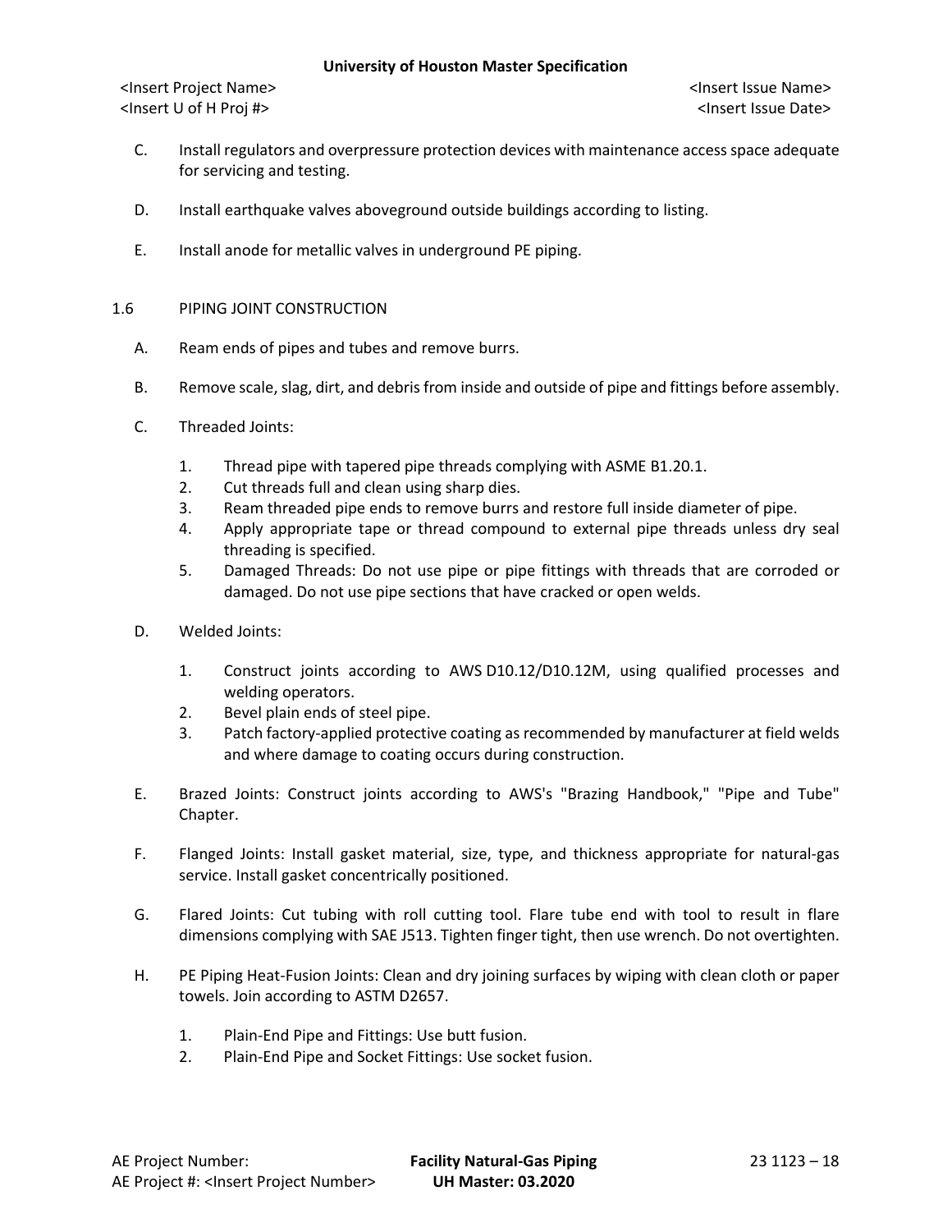C. Install regulators and overpressure protection devices with maintenance access space adequate for servicing and testing.

D. Install earthquake valves aboveground outside buildings according to listing.

E. Install anode for metallic valves in underground PE piping.

## 1.6 PIPING JOINT CONSTRUCTION

A. Ream ends of pipes and tubes and remove burrs.

B. Remove scale, slag, dirt, and debris from inside and outside of pipe and fittings before assembly.

C. Threaded Joints:

1. Thread pipe with tapered pipe threads complying with ASME B1.20.1.
2. Cut threads full and clean using sharp dies.
3. Ream threaded pipe ends to remove burrs and restore full inside diameter of pipe.
4. Apply appropriate tape or thread compound to external pipe threads unless dry seal threading is specified.
5. Damaged Threads: Do not use pipe or pipe fittings with threads that are corroded or damaged. Do not use pipe sections that have cracked or open welds.

D. Welded Joints:

1. Construct joints according to AWS D10.12/D10.12M, using qualified processes and welding operators.
2. Bevel plain ends of steel pipe.
3. Patch factory-applied protective coating as recommended by manufacturer at field welds and where damage to coating occurs during construction.

E. Brazed Joints: Construct joints according to AWS's "Brazing Handbook," "Pipe and Tube" Chapter.

F. Flanged Joints: Install gasket material, size, type, and thickness appropriate for natural-gas service. Install gasket concentrically positioned.

G. Flared Joints: Cut tubing with roll cutting tool. Flare tube end with tool to result in flare dimensions complying with SAE J513. Tighten finger tight, then use wrench. Do not overtighten.

H. PE Piping Heat-Fusion Joints: Clean and dry joining surfaces by wiping with clean cloth or paper towels. Join according to ASTM D2657.

1. Plain-End Pipe and Fittings: Use butt fusion.
2. Plain-End Pipe and Socket Fittings: Use socket fusion.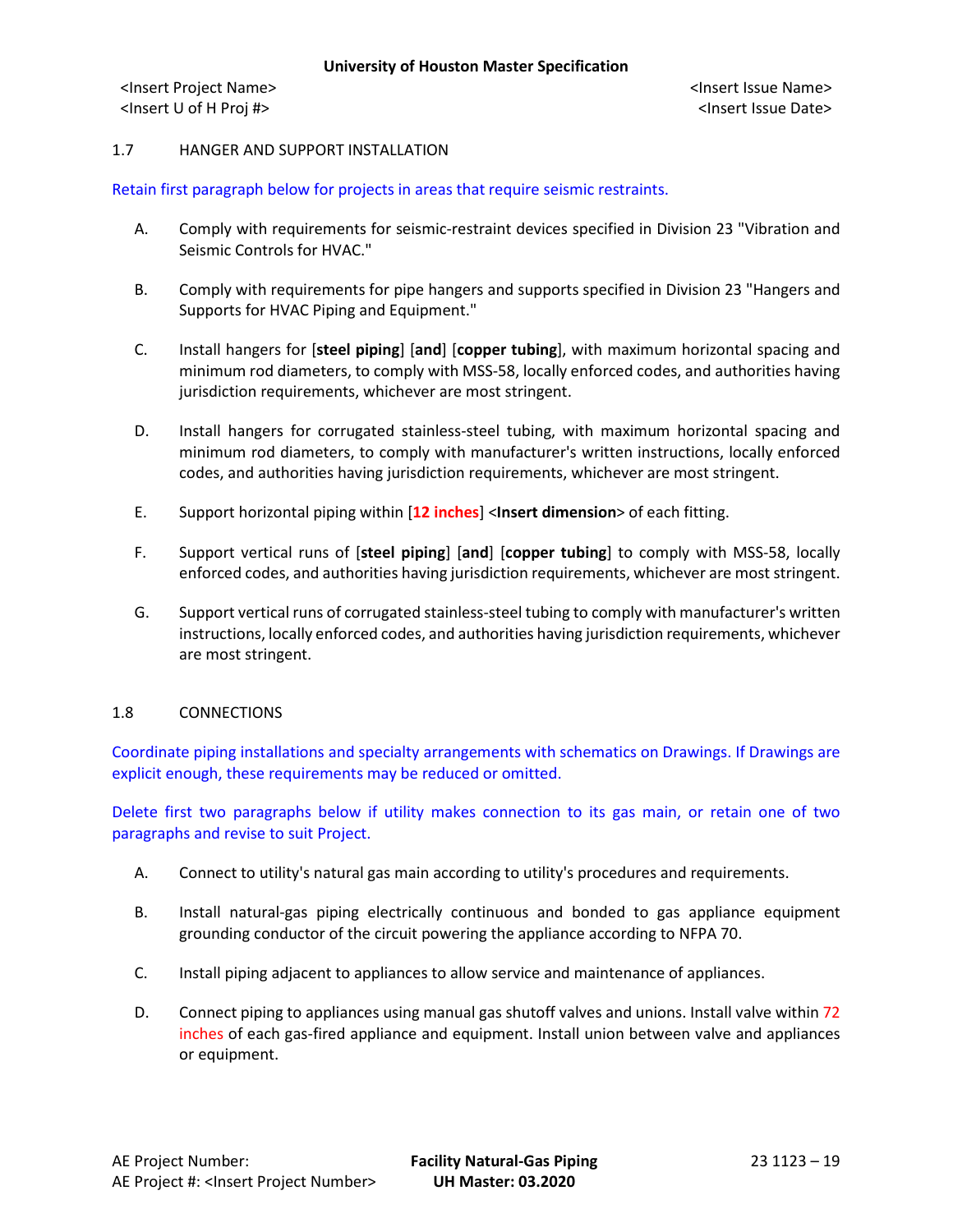## 1.7 HANGER AND SUPPORT INSTALLATION

Retain first paragraph below for projects in areas that require seismic restraints.

A. Comply with requirements for seismic-restraint devices specified in Division 23 "Vibration and Seismic Controls for HVAC."

B. Comply with requirements for pipe hangers and supports specified in Division 23 "Hangers and Supports for HVAC Piping and Equipment."

C. Install hangers for [**steel piping**] [**and**] [**copper tubing**], with maximum horizontal spacing and minimum rod diameters, to comply with MSS-58, locally enforced codes, and authorities having jurisdiction requirements, whichever are most stringent.

D. Install hangers for corrugated stainless-steel tubing, with maximum horizontal spacing and minimum rod diameters, to comply with manufacturer's written instructions, locally enforced codes, and authorities having jurisdiction requirements, whichever are most stringent.

E. Support horizontal piping within [**12 inches**] <**Insert dimension**> of each fitting.

F. Support vertical runs of [**steel piping**] [**and**] [**copper tubing**] to comply with MSS-58, locally enforced codes, and authorities having jurisdiction requirements, whichever are most stringent.

G. Support vertical runs of corrugated stainless-steel tubing to comply with manufacturer's written instructions, locally enforced codes, and authorities having jurisdiction requirements, whichever are most stringent.

## 1.8 CONNECTIONS

Coordinate piping installations and specialty arrangements with schematics on Drawings. If Drawings are explicit enough, these requirements may be reduced or omitted.

Delete first two paragraphs below if utility makes connection to its gas main, or retain one of two paragraphs and revise to suit Project.

A. Connect to utility's natural gas main according to utility's procedures and requirements.

B. Install natural-gas piping electrically continuous and bonded to gas appliance equipment grounding conductor of the circuit powering the appliance according to NFPA 70.

C. Install piping adjacent to appliances to allow service and maintenance of appliances.

D. Connect piping to appliances using manual gas shutoff valves and unions. Install valve within 72 inches of each gas-fired appliance and equipment. Install union between valve and appliances or equipment.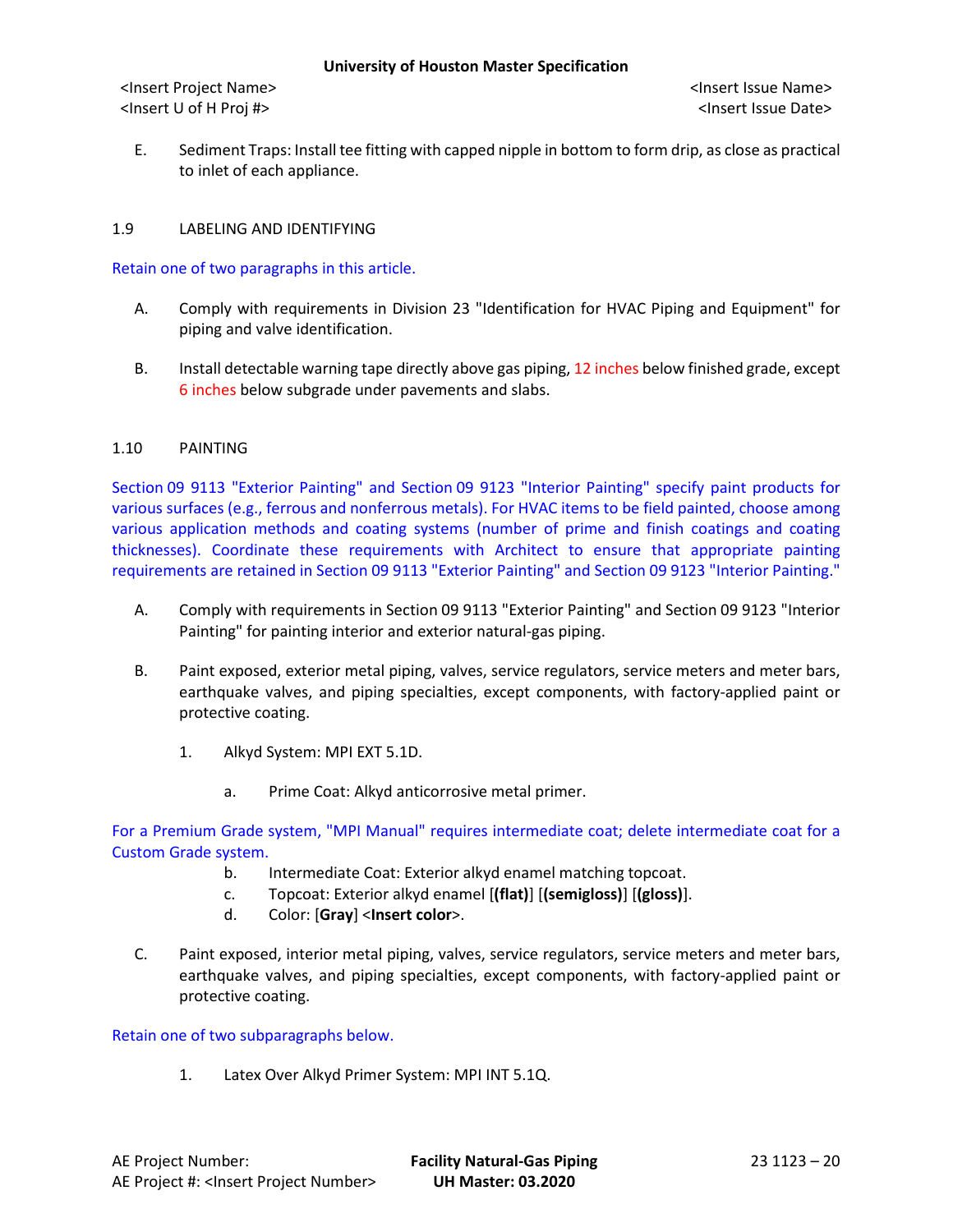E. Sediment Traps: Install tee fitting with capped nipple in bottom to form drip, as close as practical to inlet of each appliance.

## 1.9 LABELING AND IDENTIFYING

Retain one of two paragraphs in this article.

A. Comply with requirements in Division 23 "Identification for HVAC Piping and Equipment" for piping and valve identification.

B. Install detectable warning tape directly above gas piping, 12 inches below finished grade, except 6 inches below subgrade under pavements and slabs.

## 1.10 PAINTING

Section 09 9113 "Exterior Painting" and Section 09 9123 "Interior Painting" specify paint products for various surfaces (e.g., ferrous and nonferrous metals). For HVAC items to be field painted, choose among various application methods and coating systems (number of prime and finish coatings and coating thicknesses). Coordinate these requirements with Architect to ensure that appropriate painting requirements are retained in Section 09 9113 "Exterior Painting" and Section 09 9123 "Interior Painting."

A. Comply with requirements in Section 09 9113 "Exterior Painting" and Section 09 9123 "Interior Painting" for painting interior and exterior natural-gas piping.

B. Paint exposed, exterior metal piping, valves, service regulators, service meters and meter bars, earthquake valves, and piping specialties, except components, with factory-applied paint or protective coating.

1. Alkyd System: MPI EXT 5.1D.

   a. Prime Coat: Alkyd anticorrosive metal primer.

For a Premium Grade system, "MPI Manual" requires intermediate coat; delete intermediate coat for a Custom Grade system.

   b. Intermediate Coat: Exterior alkyd enamel matching topcoat.
   c. Topcoat: Exterior alkyd enamel [**(flat)**] [**(semigloss)**] [**(gloss)**].
   d. Color: [**Gray**] <**Insert color**>.

C. Paint exposed, interior metal piping, valves, service regulators, service meters and meter bars, earthquake valves, and piping specialties, except components, with factory-applied paint or protective coating.

Retain one of two subparagraphs below.

1. Latex Over Alkyd Primer System: MPI INT 5.1Q.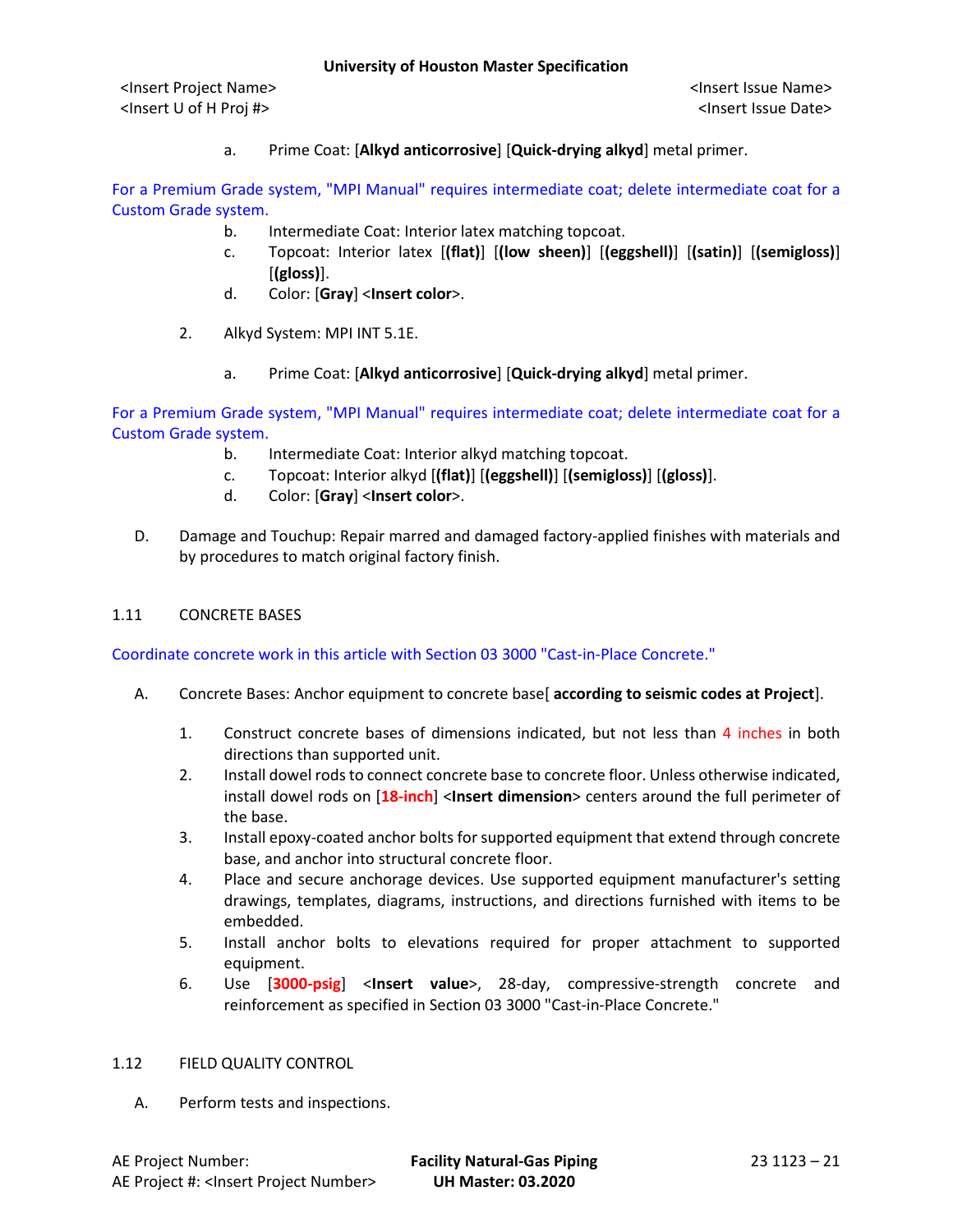a. Prime Coat: [**Alkyd anticorrosive**] [**Quick-drying alkyd**] metal primer.

For a Premium Grade system, "MPI Manual" requires intermediate coat; delete intermediate coat for a Custom Grade system.

b. Intermediate Coat: Interior latex matching topcoat.
c. Topcoat: Interior latex [**(flat)**] [**(low sheen)**] [**(eggshell)**] [**(satin)**] [**(semigloss)**] [**(gloss)**].
d. Color: [**Gray**] <**Insert color**>.

2. Alkyd System: MPI INT 5.1E.

a. Prime Coat: [**Alkyd anticorrosive**] [**Quick-drying alkyd**] metal primer.

For a Premium Grade system, "MPI Manual" requires intermediate coat; delete intermediate coat for a Custom Grade system.

b. Intermediate Coat: Interior alkyd matching topcoat.
c. Topcoat: Interior alkyd [**(flat)**] [**(eggshell)**] [**(semigloss)**] [**(gloss)**].
d. Color: [**Gray**] <**Insert color**>.

D. Damage and Touchup: Repair marred and damaged factory-applied finishes with materials and by procedures to match original factory finish.

## 1.11 CONCRETE BASES

Coordinate concrete work in this article with Section 03 3000 "Cast-in-Place Concrete."

A. Concrete Bases: Anchor equipment to concrete base[ **according to seismic codes at Project**].

1. Construct concrete bases of dimensions indicated, but not less than 4 inches in both directions than supported unit.
2. Install dowel rods to connect concrete base to concrete floor. Unless otherwise indicated, install dowel rods on [**18-inch**] <**Insert dimension**> centers around the full perimeter of the base.
3. Install epoxy-coated anchor bolts for supported equipment that extend through concrete base, and anchor into structural concrete floor.
4. Place and secure anchorage devices. Use supported equipment manufacturer's setting drawings, templates, diagrams, instructions, and directions furnished with items to be embedded.
5. Install anchor bolts to elevations required for proper attachment to supported equipment.
6. Use [**3000-psig**] <**Insert value**>, 28-day, compressive-strength concrete and reinforcement as specified in Section 03 3000 "Cast-in-Place Concrete."

## 1.12 FIELD QUALITY CONTROL

A. Perform tests and inspections.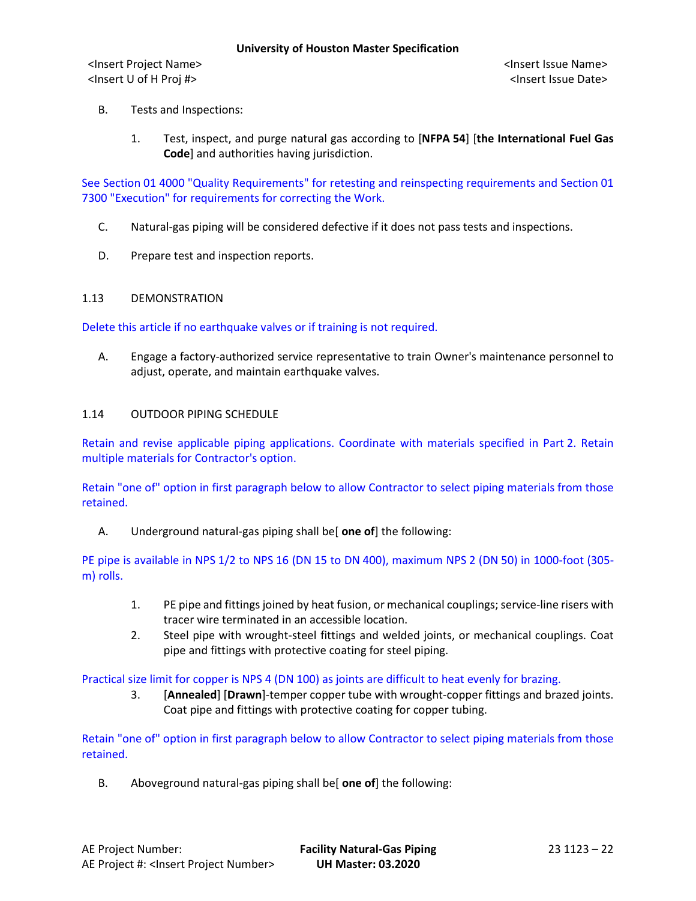B. Tests and Inspections:

1. Test, inspect, and purge natural gas according to [**NFPA 54**] [**the International Fuel Gas Code**] and authorities having jurisdiction.

See Section 01 4000 "Quality Requirements" for retesting and reinspecting requirements and Section 01 7300 "Execution" for requirements for correcting the Work.

C. Natural-gas piping will be considered defective if it does not pass tests and inspections.

D. Prepare test and inspection reports.

## 1.13 DEMONSTRATION

Delete this article if no earthquake valves or if training is not required.

A. Engage a factory-authorized service representative to train Owner's maintenance personnel to adjust, operate, and maintain earthquake valves.

## 1.14 OUTDOOR PIPING SCHEDULE

Retain and revise applicable piping applications. Coordinate with materials specified in Part 2. Retain multiple materials for Contractor's option.

Retain "one of" option in first paragraph below to allow Contractor to select piping materials from those retained.

A. Underground natural-gas piping shall be[ **one of**] the following:

PE pipe is available in NPS 1/2 to NPS 16 (DN 15 to DN 400), maximum NPS 2 (DN 50) in 1000-foot (305-m) rolls.

1. PE pipe and fittings joined by heat fusion, or mechanical couplings; service-line risers with tracer wire terminated in an accessible location.
2. Steel pipe with wrought-steel fittings and welded joints, or mechanical couplings. Coat pipe and fittings with protective coating for steel piping.

Practical size limit for copper is NPS 4 (DN 100) as joints are difficult to heat evenly for brazing.

3. [**Annealed**] [**Drawn**]-temper copper tube with wrought-copper fittings and brazed joints. Coat pipe and fittings with protective coating for copper tubing.

Retain "one of" option in first paragraph below to allow Contractor to select piping materials from those retained.

B. Aboveground natural-gas piping shall be[ **one of**] the following: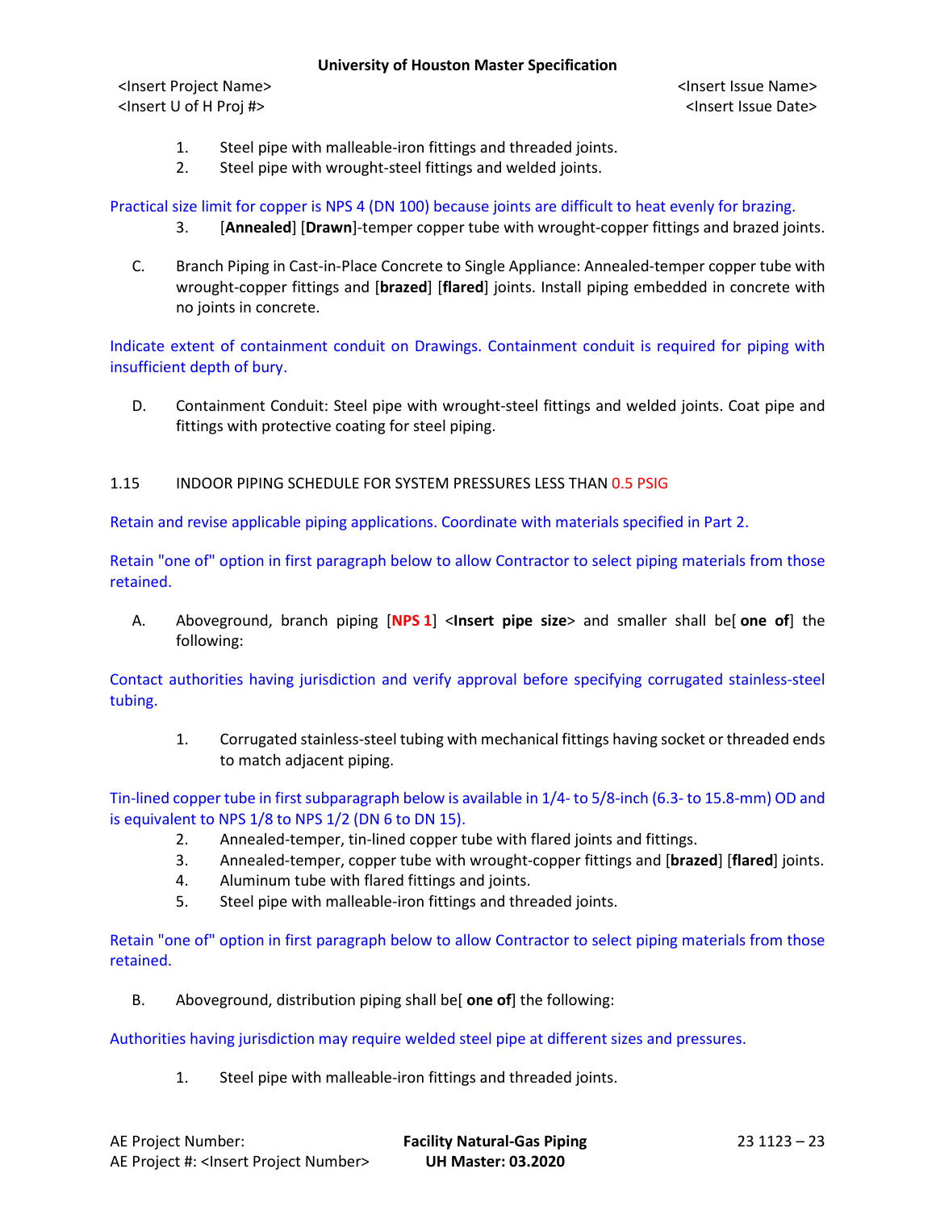1. Steel pipe with malleable-iron fittings and threaded joints.
2. Steel pipe with wrought-steel fittings and welded joints.

Practical size limit for copper is NPS 4 (DN 100) because joints are difficult to heat evenly for brazing.

3. [**Annealed**] [**Drawn**]-temper copper tube with wrought-copper fittings and brazed joints.

C. Branch Piping in Cast-in-Place Concrete to Single Appliance: Annealed-temper copper tube with wrought-copper fittings and [**brazed**] [**flared**] joints. Install piping embedded in concrete with no joints in concrete.

Indicate extent of containment conduit on Drawings. Containment conduit is required for piping with insufficient depth of bury.

D. Containment Conduit: Steel pipe with wrought-steel fittings and welded joints. Coat pipe and fittings with protective coating for steel piping.

## 1.15 INDOOR PIPING SCHEDULE FOR SYSTEM PRESSURES LESS THAN 0.5 PSIG

Retain and revise applicable piping applications. Coordinate with materials specified in Part 2.

Retain "one of" option in first paragraph below to allow Contractor to select piping materials from those retained.

A. Aboveground, branch piping [**NPS 1**] <**Insert pipe size**> and smaller shall be[ **one of**] the following:

Contact authorities having jurisdiction and verify approval before specifying corrugated stainless-steel tubing.

1. Corrugated stainless-steel tubing with mechanical fittings having socket or threaded ends to match adjacent piping.

Tin-lined copper tube in first subparagraph below is available in 1/4- to 5/8-inch (6.3- to 15.8-mm) OD and is equivalent to NPS 1/8 to NPS 1/2 (DN 6 to DN 15).

2. Annealed-temper, tin-lined copper tube with flared joints and fittings.
3. Annealed-temper, copper tube with wrought-copper fittings and [**brazed**] [**flared**] joints.
4. Aluminum tube with flared fittings and joints.
5. Steel pipe with malleable-iron fittings and threaded joints.

Retain "one of" option in first paragraph below to allow Contractor to select piping materials from those retained.

B. Aboveground, distribution piping shall be[ **one of**] the following:

Authorities having jurisdiction may require welded steel pipe at different sizes and pressures.

1. Steel pipe with malleable-iron fittings and threaded joints.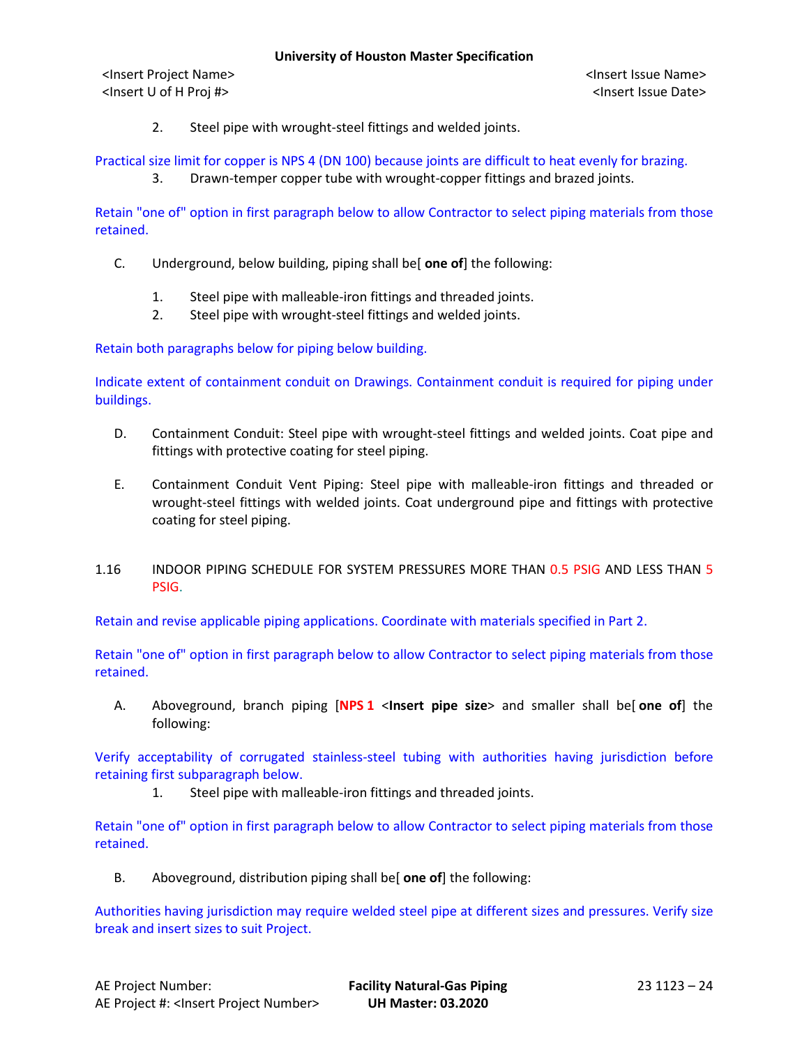2. Steel pipe with wrought-steel fittings and welded joints.

Practical size limit for copper is NPS 4 (DN 100) because joints are difficult to heat evenly for brazing.

3. Drawn-temper copper tube with wrought-copper fittings and brazed joints.

Retain "one of" option in first paragraph below to allow Contractor to select piping materials from those retained.

C. Underground, below building, piping shall be[ **one of**] the following:

1. Steel pipe with malleable-iron fittings and threaded joints.
2. Steel pipe with wrought-steel fittings and welded joints.

Retain both paragraphs below for piping below building.

Indicate extent of containment conduit on Drawings. Containment conduit is required for piping under buildings.

D. Containment Conduit: Steel pipe with wrought-steel fittings and welded joints. Coat pipe and fittings with protective coating for steel piping.

E. Containment Conduit Vent Piping: Steel pipe with malleable-iron fittings and threaded or wrought-steel fittings with welded joints. Coat underground pipe and fittings with protective coating for steel piping.

## 1.16 INDOOR PIPING SCHEDULE FOR SYSTEM PRESSURES MORE THAN 0.5 PSIG AND LESS THAN 5 PSIG.

Retain and revise applicable piping applications. Coordinate with materials specified in Part 2.

Retain "one of" option in first paragraph below to allow Contractor to select piping materials from those retained.

A. Aboveground, branch piping [**NPS 1** <**Insert pipe size**> and smaller shall be[ **one of**] the following:

Verify acceptability of corrugated stainless-steel tubing with authorities having jurisdiction before retaining first subparagraph below.

1. Steel pipe with malleable-iron fittings and threaded joints.

Retain "one of" option in first paragraph below to allow Contractor to select piping materials from those retained.

B. Aboveground, distribution piping shall be[ **one of**] the following:

Authorities having jurisdiction may require welded steel pipe at different sizes and pressures. Verify size break and insert sizes to suit Project.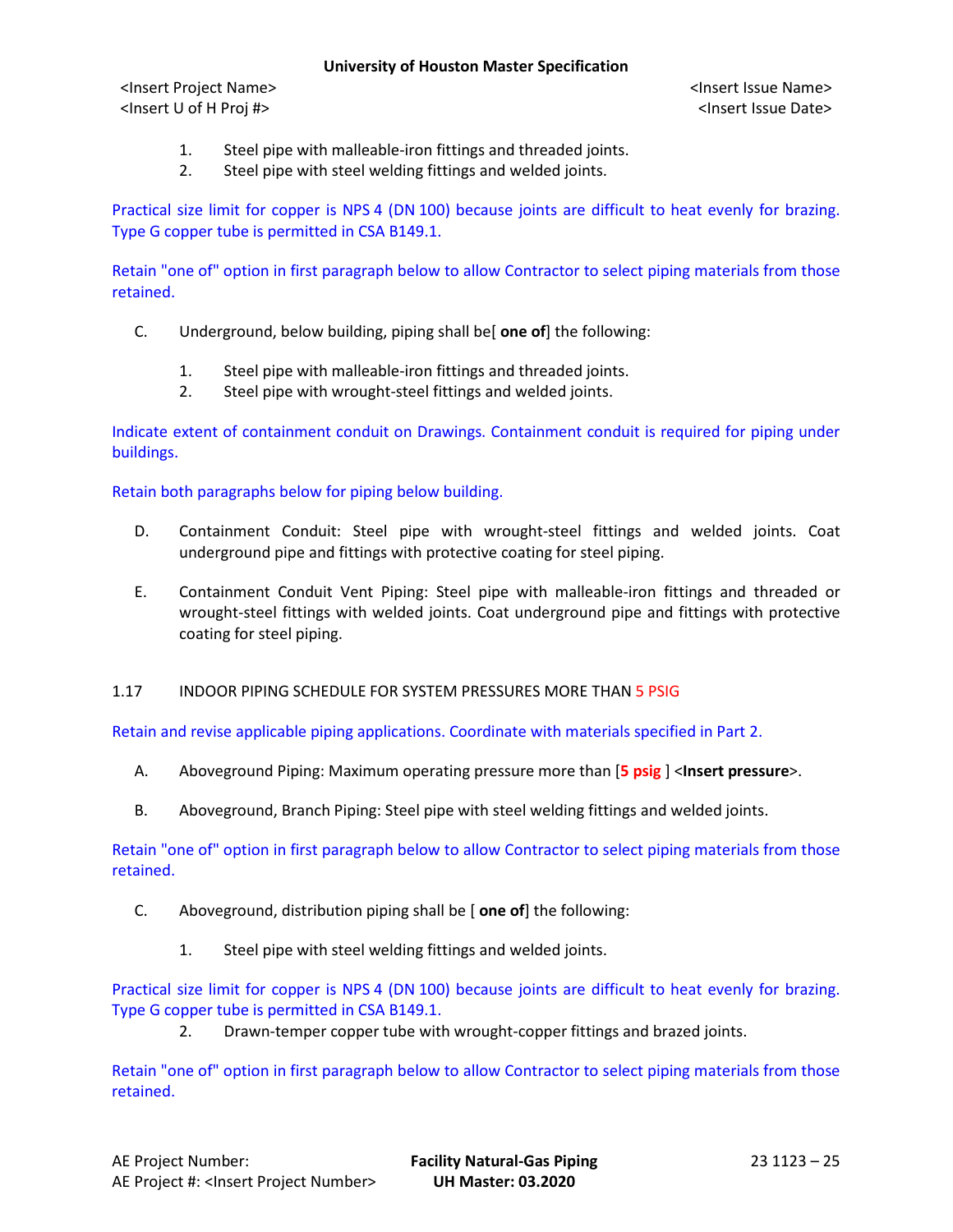1. Steel pipe with malleable-iron fittings and threaded joints.
2. Steel pipe with steel welding fittings and welded joints.

Practical size limit for copper is NPS 4 (DN 100) because joints are difficult to heat evenly for brazing. Type G copper tube is permitted in CSA B149.1.

Retain "one of" option in first paragraph below to allow Contractor to select piping materials from those retained.

C. Underground, below building, piping shall be[ **one of**] the following:

1. Steel pipe with malleable-iron fittings and threaded joints.
2. Steel pipe with wrought-steel fittings and welded joints.

Indicate extent of containment conduit on Drawings. Containment conduit is required for piping under buildings.

Retain both paragraphs below for piping below building.

D. Containment Conduit: Steel pipe with wrought-steel fittings and welded joints. Coat underground pipe and fittings with protective coating for steel piping.

E. Containment Conduit Vent Piping: Steel pipe with malleable-iron fittings and threaded or wrought-steel fittings with welded joints. Coat underground pipe and fittings with protective coating for steel piping.

## 1.17 INDOOR PIPING SCHEDULE FOR SYSTEM PRESSURES MORE THAN 5 PSIG

Retain and revise applicable piping applications. Coordinate with materials specified in Part 2.

A. Aboveground Piping: Maximum operating pressure more than [**5 psig** ] <**Insert pressure**>.

B. Aboveground, Branch Piping: Steel pipe with steel welding fittings and welded joints.

Retain "one of" option in first paragraph below to allow Contractor to select piping materials from those retained.

C. Aboveground, distribution piping shall be [ **one of**] the following:

1. Steel pipe with steel welding fittings and welded joints.

Practical size limit for copper is NPS 4 (DN 100) because joints are difficult to heat evenly for brazing. Type G copper tube is permitted in CSA B149.1.

2. Drawn-temper copper tube with wrought-copper fittings and brazed joints.

Retain "one of" option in first paragraph below to allow Contractor to select piping materials from those retained.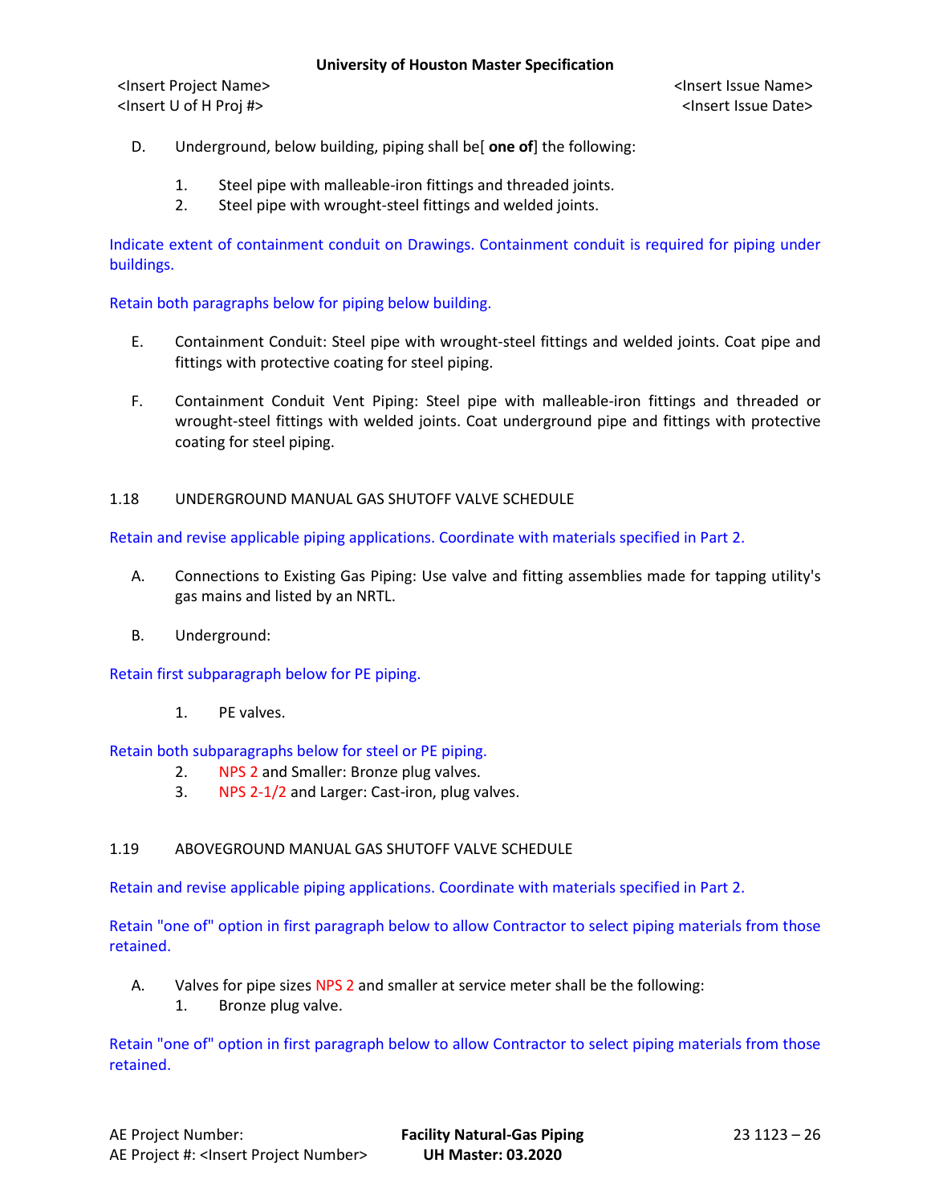D. Underground, below building, piping shall be[ **one of**] the following:

1. Steel pipe with malleable-iron fittings and threaded joints.
2. Steel pipe with wrought-steel fittings and welded joints.

Indicate extent of containment conduit on Drawings. Containment conduit is required for piping under buildings.

Retain both paragraphs below for piping below building.

E. Containment Conduit: Steel pipe with wrought-steel fittings and welded joints. Coat pipe and fittings with protective coating for steel piping.

F. Containment Conduit Vent Piping: Steel pipe with malleable-iron fittings and threaded or wrought-steel fittings with welded joints. Coat underground pipe and fittings with protective coating for steel piping.

## 1.18 UNDERGROUND MANUAL GAS SHUTOFF VALVE SCHEDULE

Retain and revise applicable piping applications. Coordinate with materials specified in Part 2.

A. Connections to Existing Gas Piping: Use valve and fitting assemblies made for tapping utility's gas mains and listed by an NRTL.

B. Underground:

Retain first subparagraph below for PE piping.

1. PE valves.

Retain both subparagraphs below for steel or PE piping.

2. NPS 2 and Smaller: Bronze plug valves.
3. NPS 2-1/2 and Larger: Cast-iron, plug valves.

## 1.19 ABOVEGROUND MANUAL GAS SHUTOFF VALVE SCHEDULE

Retain and revise applicable piping applications. Coordinate with materials specified in Part 2.

Retain "one of" option in first paragraph below to allow Contractor to select piping materials from those retained.

A. Valves for pipe sizes NPS 2 and smaller at service meter shall be the following:
1. Bronze plug valve.

Retain "one of" option in first paragraph below to allow Contractor to select piping materials from those retained.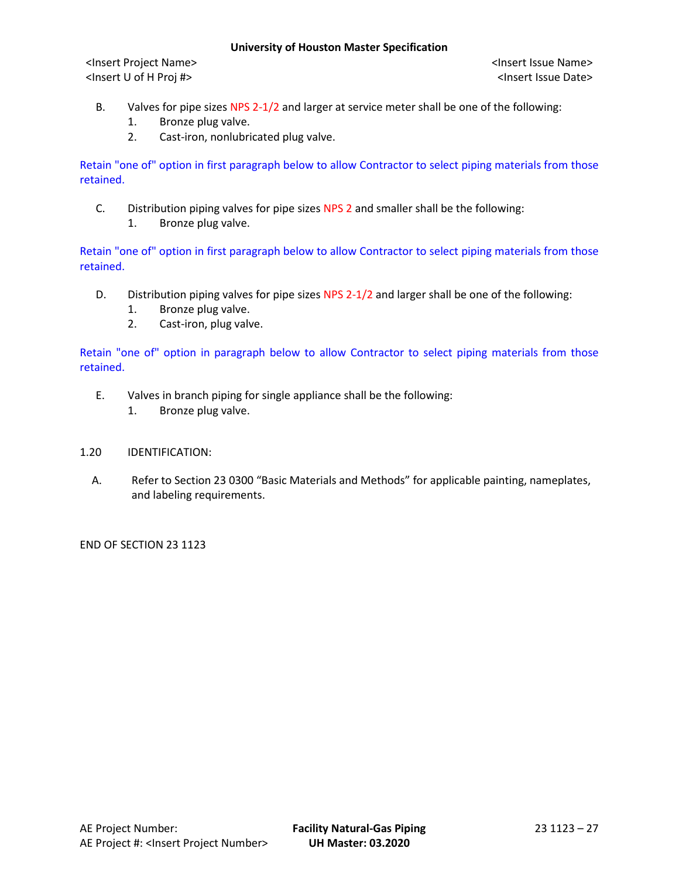B. Valves for pipe sizes NPS 2-1/2 and larger at service meter shall be one of the following:
   1. Bronze plug valve.
   2. Cast-iron, nonlubricated plug valve.

Retain "one of" option in first paragraph below to allow Contractor to select piping materials from those retained.

C. Distribution piping valves for pipe sizes NPS 2 and smaller shall be the following:
   1. Bronze plug valve.

Retain "one of" option in first paragraph below to allow Contractor to select piping materials from those retained.

D. Distribution piping valves for pipe sizes NPS 2-1/2 and larger shall be one of the following:
   1. Bronze plug valve.
   2. Cast-iron, plug valve.

Retain "one of" option in paragraph below to allow Contractor to select piping materials from those retained.

E. Valves in branch piping for single appliance shall be the following:
   1. Bronze plug valve.

## 1.20 IDENTIFICATION:

A. Refer to Section 23 0300 "Basic Materials and Methods" for applicable painting, nameplates, and labeling requirements.

END OF SECTION 23 1123